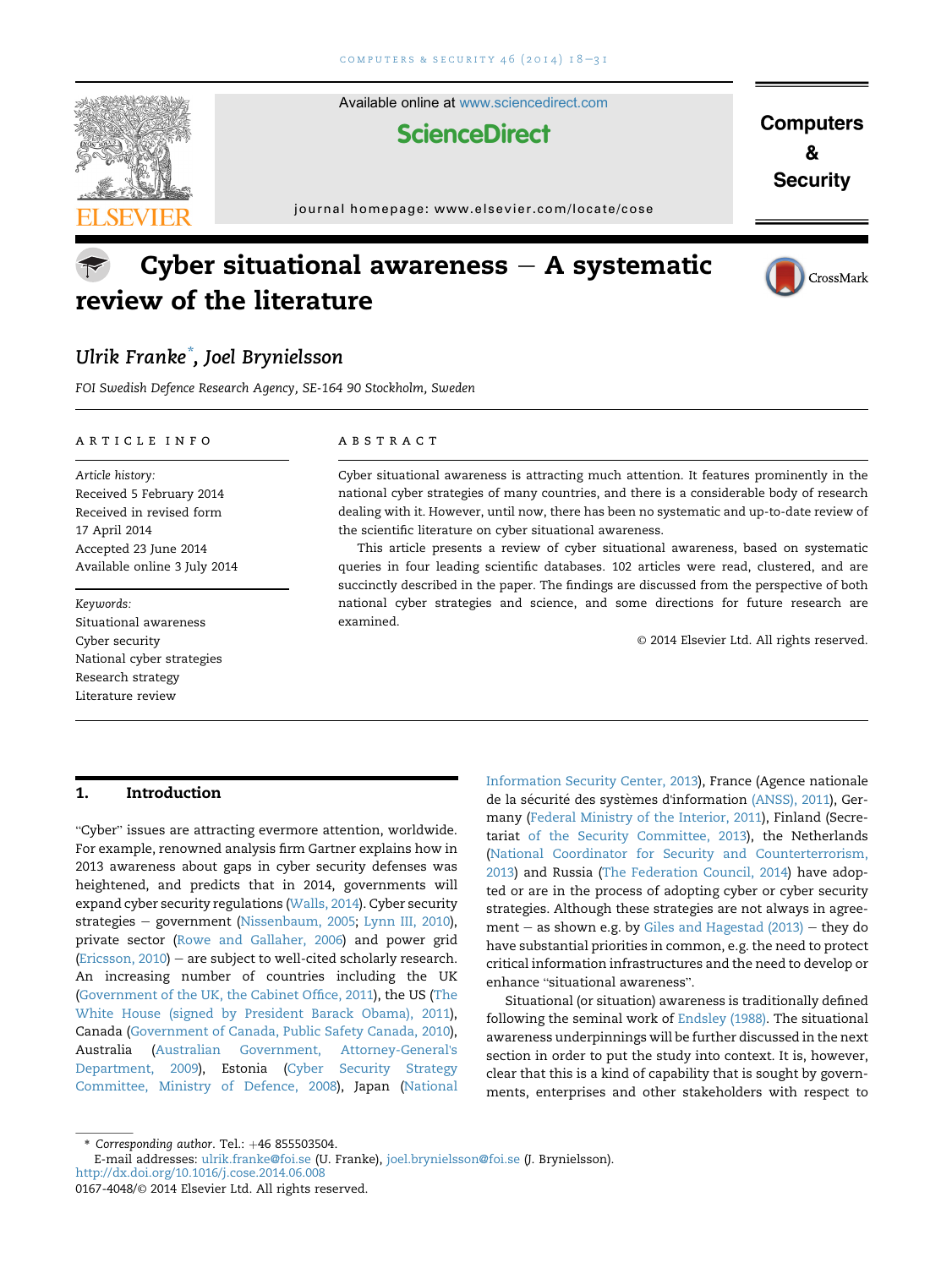# Cyber situational awareness — A systematic review of the literature

*Ulrik Franke*\*, *Joel Brynielsson*

*FOI Swedish Defence Research Agency, SE-164 90 Stockholm, Sweden*

**ARTICLE INFO**

*Article history:*
Received 5 February 2014
Received in revised form
17 April 2014
Accepted 23 June 2014
Available online 3 July 2014

*Keywords:*
Situational awareness
Cyber security
National cyber strategies
Research strategy
Literature review

**ABSTRACT**

Cyber situational awareness is attracting much attention. It features prominently in the national cyber strategies of many countries, and there is a considerable body of research dealing with it. However, until now, there has been no systematic and up-to-date review of the scientific literature on cyber situational awareness.

This article presents a review of cyber situational awareness, based on systematic queries in four leading scientific databases. 102 articles were read, clustered, and are succinctly described in the paper. The findings are discussed from the perspective of both national cyber strategies and science, and some directions for future research are examined.

© 2014 Elsevier Ltd. All rights reserved.

## 1. Introduction

"Cyber" issues are attracting evermore attention, worldwide. For example, renowned analysis firm Gartner explains how in 2013 awareness about gaps in cyber security defenses was heightened, and predicts that in 2014, governments will expand cyber security regulations (Walls, 2014). Cyber security strategies — government (Nissenbaum, 2005; Lynn III, 2010), private sector (Rowe and Gallaher, 2006) and power grid (Ericsson, 2010) — are subject to well-cited scholarly research. An increasing number of countries including the UK (Government of the UK, the Cabinet Office, 2011), the US (The White House (signed by President Barack Obama), 2011), Canada (Government of Canada, Public Safety Canada, 2010), Australia (Australian Government, Attorney-General's Department, 2009), Estonia (Cyber Security Strategy Committee, Ministry of Defence, 2008), Japan (National Information Security Center, 2013), France (Agence nationale de la sécurité des systèmes d'information (ANSS), 2011), Germany (Federal Ministry of the Interior, 2011), Finland (Secretariat of the Security Committee, 2013), the Netherlands (National Coordinator for Security and Counterterrorism, 2013) and Russia (The Federation Council, 2014) have adopted or are in the process of adopting cyber or cyber security strategies. Although these strategies are not always in agreement — as shown e.g. by Giles and Hagestad (2013) — they do have substantial priorities in common, e.g. the need to protect critical information infrastructures and the need to develop or enhance "situational awareness".

Situational (or situation) awareness is traditionally defined following the seminal work of Endsley (1988). The situational awareness underpinnings will be further discussed in the next section in order to put the study into context. It is, however, clear that this is a kind of capability that is sought by governments, enterprises and other stakeholders with respect to

\* Corresponding author. Tel.: +46 855503504.
E-mail addresses: ulrik.franke@foi.se (U. Franke), joel.brynielsson@foi.se (J. Brynielsson).
http://dx.doi.org/10.1016/j.cose.2014.06.008
0167-4048/© 2014 Elsevier Ltd. All rights reserved.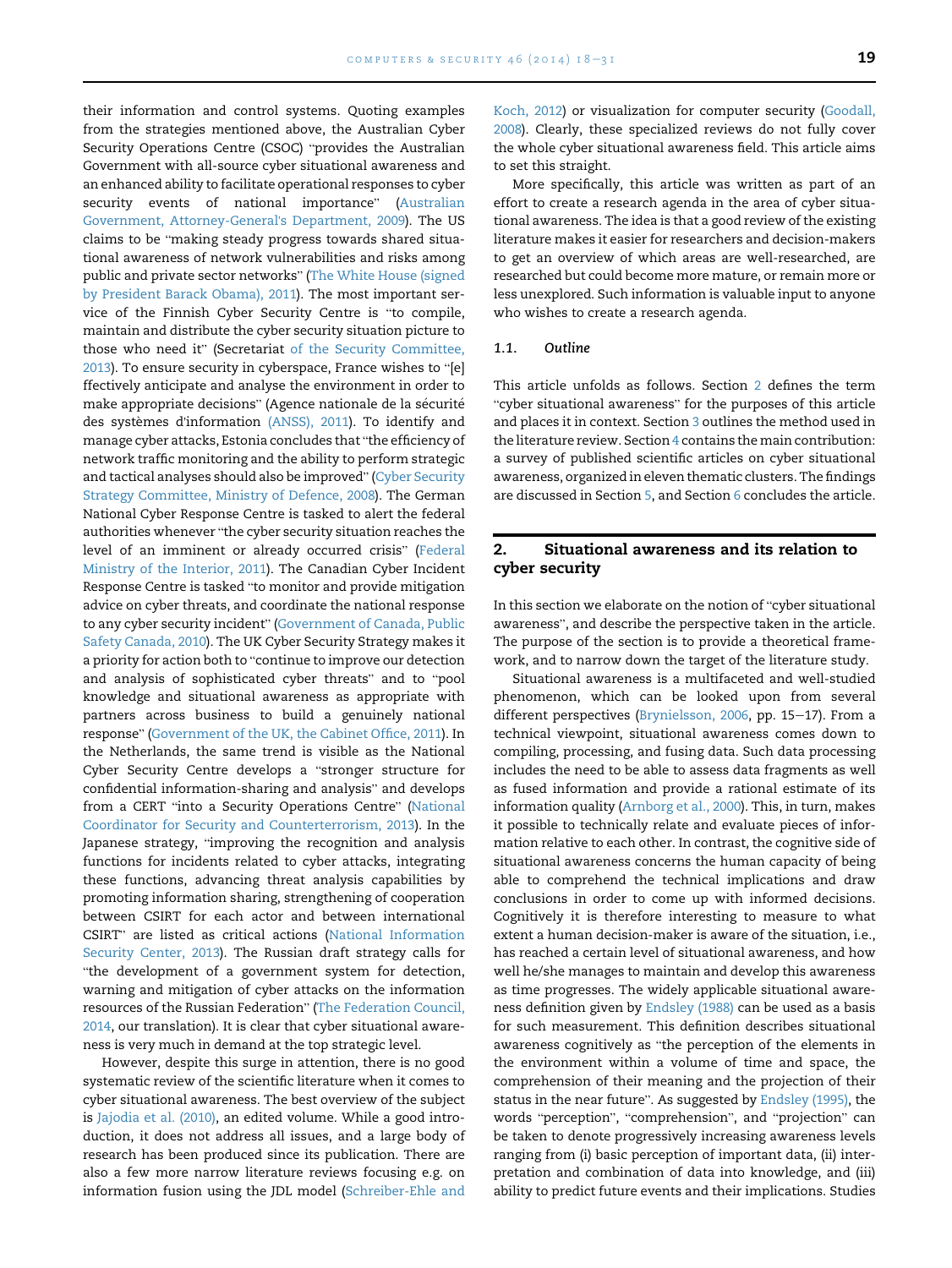their information and control systems. Quoting examples from the strategies mentioned above, the Australian Cyber Security Operations Centre (CSOC) "provides the Australian Government with all-source cyber situational awareness and an enhanced ability to facilitate operational responses to cyber security events of national importance" (Australian Government, Attorney-General's Department, 2009). The US claims to be "making steady progress towards shared situational awareness of network vulnerabilities and risks among public and private sector networks" (The White House (signed by President Barack Obama), 2011). The most important service of the Finnish Cyber Security Centre is "to compile, maintain and distribute the cyber security situation picture to those who need it" (Secretariat of the Security Committee, 2013). To ensure security in cyberspace, France wishes to "[e]ffectively anticipate and analyse the environment in order to make appropriate decisions" (Agence nationale de la sécurité des systèmes d'information (ANSS), 2011). To identify and manage cyber attacks, Estonia concludes that "the efficiency of network traffic monitoring and the ability to perform strategic and tactical analyses should also be improved" (Cyber Security Strategy Committee, Ministry of Defence, 2008). The German National Cyber Response Centre is tasked to alert the federal authorities whenever "the cyber security situation reaches the level of an imminent or already occurred crisis" (Federal Ministry of the Interior, 2011). The Canadian Cyber Incident Response Centre is tasked "to monitor and provide mitigation advice on cyber threats, and coordinate the national response to any cyber security incident" (Government of Canada, Public Safety Canada, 2010). The UK Cyber Security Strategy makes it a priority for action both to "continue to improve our detection and analysis of sophisticated cyber threats" and to "pool knowledge and situational awareness as appropriate with partners across business to build a genuinely national response" (Government of the UK, the Cabinet Office, 2011). In the Netherlands, the same trend is visible as the National Cyber Security Centre develops a "stronger structure for confidential information-sharing and analysis" and develops from a CERT "into a Security Operations Centre" (National Coordinator for Security and Counterterrorism, 2013). In the Japanese strategy, "improving the recognition and analysis functions for incidents related to cyber attacks, integrating these functions, advancing threat analysis capabilities by promoting information sharing, strengthening of cooperation between CSIRT for each actor and between international CSIRT" are listed as critical actions (National Information Security Center, 2013). The Russian draft strategy calls for "the development of a government system for detection, warning and mitigation of cyber attacks on the information resources of the Russian Federation" (The Federation Council, 2014, our translation). It is clear that cyber situational awareness is very much in demand at the top strategic level.

However, despite this surge in attention, there is no good systematic review of the scientific literature when it comes to cyber situational awareness. The best overview of the subject is Jajodia et al. (2010), an edited volume. While a good introduction, it does not address all issues, and a large body of research has been produced since its publication. There are also a few more narrow literature reviews focusing e.g. on information fusion using the JDL model (Schreiber-Ehle and Koch, 2012) or visualization for computer security (Goodall, 2008). Clearly, these specialized reviews do not fully cover the whole cyber situational awareness field. This article aims to set this straight.

More specifically, this article was written as part of an effort to create a research agenda in the area of cyber situational awareness. The idea is that a good review of the existing literature makes it easier for researchers and decision-makers to get an overview of which areas are well-researched, are researched but could become more mature, or remain more or less unexplored. Such information is valuable input to anyone who wishes to create a research agenda.

### 1.1. *Outline*

This article unfolds as follows. Section 2 defines the term "cyber situational awareness" for the purposes of this article and places it in context. Section 3 outlines the method used in the literature review. Section 4 contains the main contribution: a survey of published scientific articles on cyber situational awareness, organized in eleven thematic clusters. The findings are discussed in Section 5, and Section 6 concludes the article.

## 2. Situational awareness and its relation to cyber security

In this section we elaborate on the notion of "cyber situational awareness", and describe the perspective taken in the article. The purpose of the section is to provide a theoretical framework, and to narrow down the target of the literature study.

Situational awareness is a multifaceted and well-studied phenomenon, which can be looked upon from several different perspectives (Brynielsson, 2006, pp. 15–17). From a technical viewpoint, situational awareness comes down to compiling, processing, and fusing data. Such data processing includes the need to be able to assess data fragments as well as fused information and provide a rational estimate of its information quality (Arnborg et al., 2000). This, in turn, makes it possible to technically relate and evaluate pieces of information relative to each other. In contrast, the cognitive side of situational awareness concerns the human capacity of being able to comprehend the technical implications and draw conclusions in order to come up with informed decisions. Cognitively it is therefore interesting to measure to what extent a human decision-maker is aware of the situation, i.e., has reached a certain level of situational awareness, and how well he/she manages to maintain and develop this awareness as time progresses. The widely applicable situational awareness definition given by Endsley (1988) can be used as a basis for such measurement. This definition describes situational awareness cognitively as "the perception of the elements in the environment within a volume of time and space, the comprehension of their meaning and the projection of their status in the near future". As suggested by Endsley (1995), the words "perception", "comprehension", and "projection" can be taken to denote progressively increasing awareness levels ranging from (i) basic perception of important data, (ii) interpretation and combination of data into knowledge, and (iii) ability to predict future events and their implications. Studies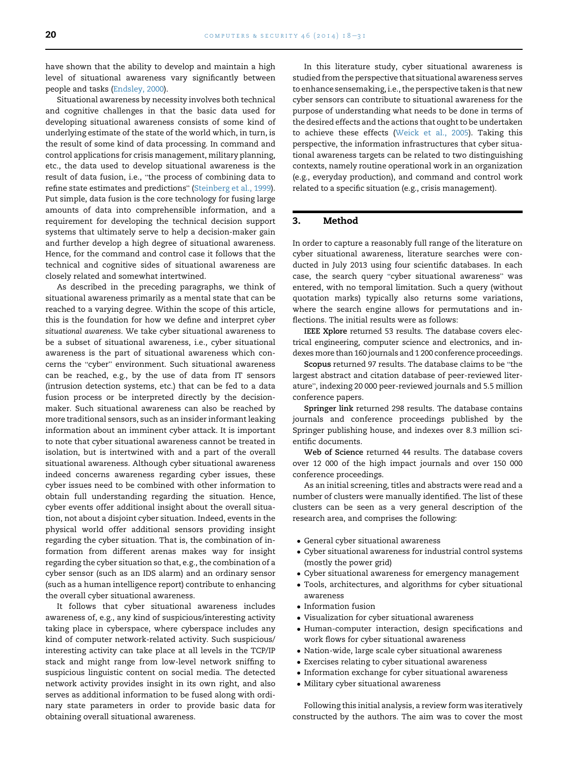have shown that the ability to develop and maintain a high level of situational awareness vary significantly between people and tasks (Endsley, 2000).

Situational awareness by necessity involves both technical and cognitive challenges in that the basic data used for developing situational awareness consists of some kind of underlying estimate of the state of the world which, in turn, is the result of some kind of data processing. In command and control applications for crisis management, military planning, etc., the data used to develop situational awareness is the result of data fusion, i.e., "the process of combining data to refine state estimates and predictions" (Steinberg et al., 1999). Put simple, data fusion is the core technology for fusing large amounts of data into comprehensible information, and a requirement for developing the technical decision support systems that ultimately serve to help a decision-maker gain and further develop a high degree of situational awareness. Hence, for the command and control case it follows that the technical and cognitive sides of situational awareness are closely related and somewhat intertwined.

As described in the preceding paragraphs, we think of situational awareness primarily as a mental state that can be reached to a varying degree. Within the scope of this article, this is the foundation for how we define and interpret *cyber situational awareness*. We take cyber situational awareness to be a subset of situational awareness, i.e., cyber situational awareness is the part of situational awareness which concerns the "cyber" environment. Such situational awareness can be reached, e.g., by the use of data from IT sensors (intrusion detection systems, etc.) that can be fed to a data fusion process or be interpreted directly by the decision-maker. Such situational awareness can also be reached by more traditional sensors, such as an insider informant leaking information about an imminent cyber attack. It is important to note that cyber situational awareness cannot be treated in isolation, but is intertwined with and a part of the overall situational awareness. Although cyber situational awareness indeed concerns awareness regarding cyber issues, these cyber issues need to be combined with other information to obtain full understanding regarding the situation. Hence, cyber events offer additional insight about the overall situation, not about a disjoint cyber situation. Indeed, events in the physical world offer additional sensors providing insight regarding the cyber situation. That is, the combination of information from different arenas makes way for insight regarding the cyber situation so that, e.g., the combination of a cyber sensor (such as an IDS alarm) and an ordinary sensor (such as a human intelligence report) contribute to enhancing the overall cyber situational awareness.

It follows that cyber situational awareness includes awareness of, e.g., any kind of suspicious/interesting activity taking place in cyberspace, where cyberspace includes any kind of computer network-related activity. Such suspicious/interesting activity can take place at all levels in the TCP/IP stack and might range from low-level network sniffing to suspicious linguistic content on social media. The detected network activity provides insight in its own right, and also serves as additional information to be fused along with ordinary state parameters in order to provide basic data for obtaining overall situational awareness.

In this literature study, cyber situational awareness is studied from the perspective that situational awareness serves to enhance sensemaking, i.e., the perspective taken is that new cyber sensors can contribute to situational awareness for the purpose of understanding what needs to be done in terms of the desired effects and the actions that ought to be undertaken to achieve these effects (Weick et al., 2005). Taking this perspective, the information infrastructures that cyber situational awareness targets can be related to two distinguishing contexts, namely routine operational work in an organization (e.g., everyday production), and command and control work related to a specific situation (e.g., crisis management).

## 3. Method

In order to capture a reasonably full range of the literature on cyber situational awareness, literature searches were conducted in July 2013 using four scientific databases. In each case, the search query "cyber situational awareness" was entered, with no temporal limitation. Such a query (without quotation marks) typically also returns some variations, where the search engine allows for permutations and inflections. The initial results were as follows:

**IEEE Xplore** returned 53 results. The database covers electrical engineering, computer science and electronics, and indexes more than 160 journals and 1 200 conference proceedings.

**Scopus** returned 97 results. The database claims to be "the largest abstract and citation database of peer-reviewed literature", indexing 20 000 peer-reviewed journals and 5.5 million conference papers.

**Springer link** returned 298 results. The database contains journals and conference proceedings published by the Springer publishing house, and indexes over 8.3 million scientific documents.

**Web of Science** returned 44 results. The database covers over 12 000 of the high impact journals and over 150 000 conference proceedings.

As an initial screening, titles and abstracts were read and a number of clusters were manually identified. The list of these clusters can be seen as a very general description of the research area, and comprises the following:

- General cyber situational awareness
- Cyber situational awareness for industrial control systems (mostly the power grid)
- Cyber situational awareness for emergency management
- Tools, architectures, and algorithms for cyber situational awareness
- Information fusion
- Visualization for cyber situational awareness
- Human-computer interaction, design specifications and work flows for cyber situational awareness
- Nation-wide, large scale cyber situational awareness
- Exercises relating to cyber situational awareness
- Information exchange for cyber situational awareness
- Military cyber situational awareness

Following this initial analysis, a review form was iteratively constructed by the authors. The aim was to cover the most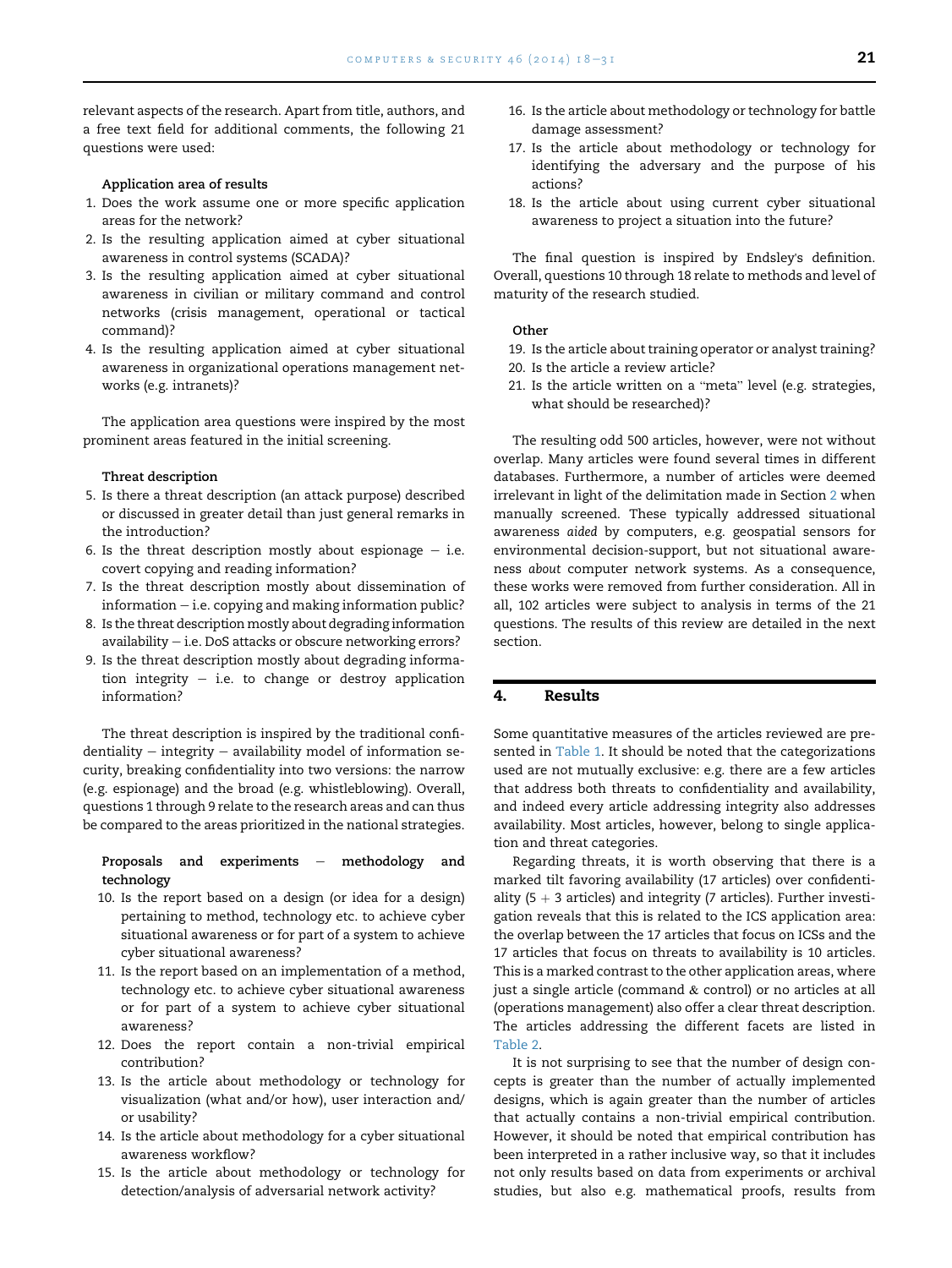relevant aspects of the research. Apart from title, authors, and a free text field for additional comments, the following 21 questions were used:

**Application area of results**

1. Does the work assume one or more specific application areas for the network?
2. Is the resulting application aimed at cyber situational awareness in control systems (SCADA)?
3. Is the resulting application aimed at cyber situational awareness in civilian or military command and control networks (crisis management, operational or tactical command)?
4. Is the resulting application aimed at cyber situational awareness in organizational operations management networks (e.g. intranets)?

The application area questions were inspired by the most prominent areas featured in the initial screening.

**Threat description**

5. Is there a threat description (an attack purpose) described or discussed in greater detail than just general remarks in the introduction?
6. Is the threat description mostly about espionage – i.e. covert copying and reading information?
7. Is the threat description mostly about dissemination of information – i.e. copying and making information public?
8. Is the threat description mostly about degrading information availability – i.e. DoS attacks or obscure networking errors?
9. Is the threat description mostly about degrading information integrity – i.e. to change or destroy application information?

The threat description is inspired by the traditional confidentiality – integrity – availability model of information security, breaking confidentiality into two versions: the narrow (e.g. espionage) and the broad (e.g. whistleblowing). Overall, questions 1 through 9 relate to the research areas and can thus be compared to the areas prioritized in the national strategies.

**Proposals and experiments – methodology and technology**

10. Is the report based on a design (or idea for a design) pertaining to method, technology etc. to achieve cyber situational awareness or for part of a system to achieve cyber situational awareness?
11. Is the report based on an implementation of a method, technology etc. to achieve cyber situational awareness or for part of a system to achieve cyber situational awareness?
12. Does the report contain a non-trivial empirical contribution?
13. Is the article about methodology or technology for visualization (what and/or how), user interaction and/or usability?
14. Is the article about methodology for a cyber situational awareness workflow?
15. Is the article about methodology or technology for detection/analysis of adversarial network activity?
16. Is the article about methodology or technology for battle damage assessment?
17. Is the article about methodology or technology for identifying the adversary and the purpose of his actions?
18. Is the article about using current cyber situational awareness to project a situation into the future?

The final question is inspired by Endsley's definition. Overall, questions 10 through 18 relate to methods and level of maturity of the research studied.

**Other**

19. Is the article about training operator or analyst training?
20. Is the article a review article?
21. Is the article written on a "meta" level (e.g. strategies, what should be researched)?

The resulting odd 500 articles, however, were not without overlap. Many articles were found several times in different databases. Furthermore, a number of articles were deemed irrelevant in light of the delimitation made in Section 2 when manually screened. These typically addressed situational awareness *aided* by computers, e.g. geospatial sensors for environmental decision-support, but not situational awareness *about* computer network systems. As a consequence, these works were removed from further consideration. All in all, 102 articles were subject to analysis in terms of the 21 questions. The results of this review are detailed in the next section.

## 4. Results

Some quantitative measures of the articles reviewed are presented in Table 1. It should be noted that the categorizations used are not mutually exclusive: e.g. there are a few articles that address both threats to confidentiality and availability, and indeed every article addressing integrity also addresses availability. Most articles, however, belong to single application and threat categories.

Regarding threats, it is worth observing that there is a marked tilt favoring availability (17 articles) over confidentiality (5 + 3 articles) and integrity (7 articles). Further investigation reveals that this is related to the ICS application area: the overlap between the 17 articles that focus on ICSs and the 17 articles that focus on threats to availability is 10 articles. This is a marked contrast to the other application areas, where just a single article (command & control) or no articles at all (operations management) also offer a clear threat description. The articles addressing the different facets are listed in Table 2.

It is not surprising to see that the number of design concepts is greater than the number of actually implemented designs, which is again greater than the number of articles that actually contains a non-trivial empirical contribution. However, it should be noted that empirical contribution has been interpreted in a rather inclusive way, so that it includes not only results based on data from experiments or archival studies, but also e.g. mathematical proofs, results from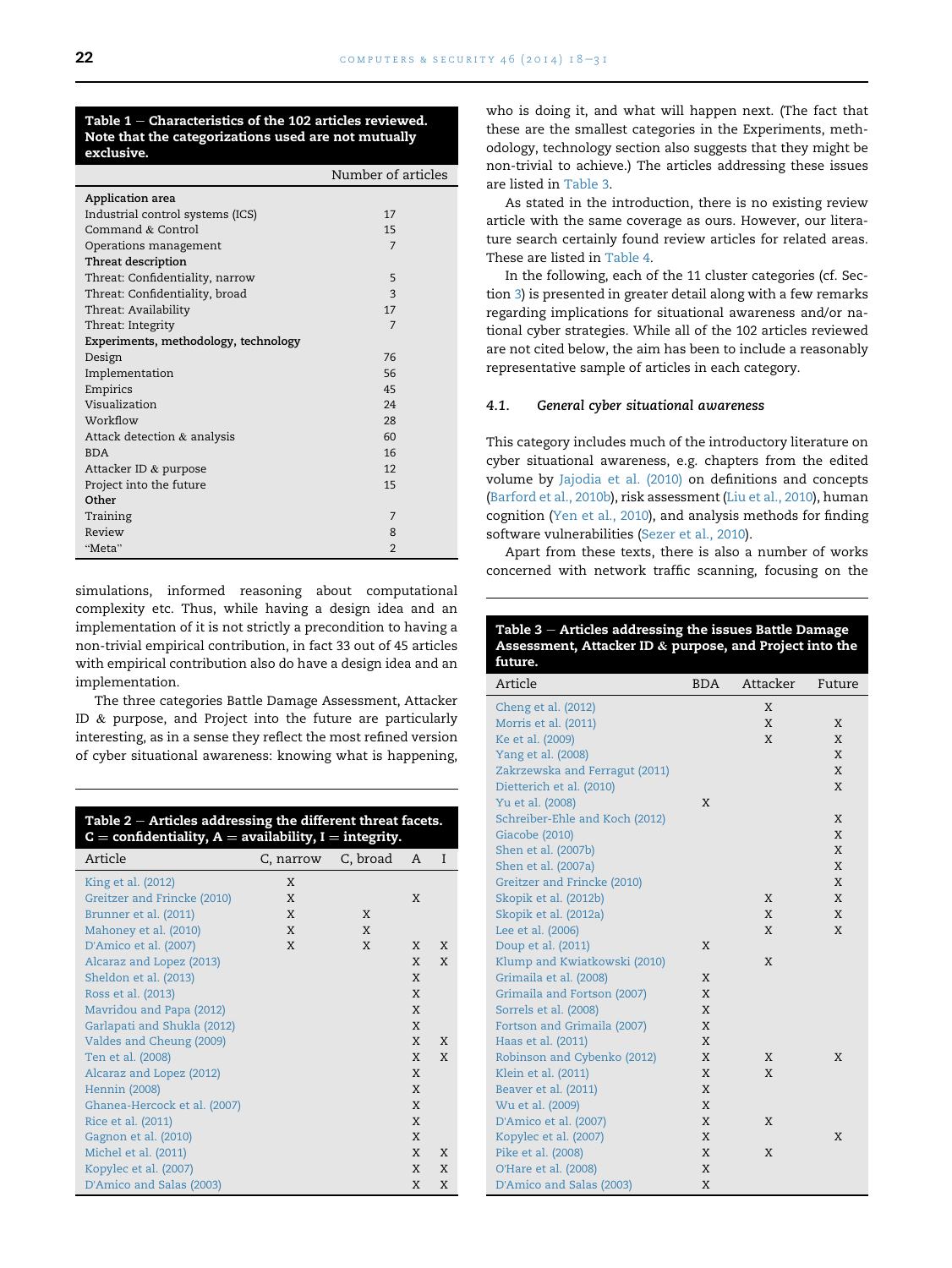**Table 1 – Characteristics of the 102 articles reviewed. Note that the categorizations used are not mutually exclusive.**

| | Number of articles |
|---|---|
| **Application area** | |
| Industrial control systems (ICS) | 17 |
| Command & Control | 15 |
| Operations management | 7 |
| **Threat description** | |
| Threat: Confidentiality, narrow | 5 |
| Threat: Confidentiality, broad | 3 |
| Threat: Availability | 17 |
| Threat: Integrity | 7 |
| **Experiments, methodology, technology** | |
| Design | 76 |
| Implementation | 56 |
| Empirics | 45 |
| Visualization | 24 |
| Workflow | 28 |
| Attack detection & analysis | 60 |
| BDA | 16 |
| Attacker ID & purpose | 12 |
| Project into the future | 15 |
| **Other** | |
| Training | 7 |
| Review | 8 |
| "Meta" | 2 |

simulations, informed reasoning about computational complexity etc. Thus, while having a design idea and an implementation of it is not strictly a precondition to having a non-trivial empirical contribution, in fact 33 out of 45 articles with empirical contribution also do have a design idea and an implementation.

The three categories Battle Damage Assessment, Attacker ID & purpose, and Project into the future are particularly interesting, as in a sense they reflect the most refined version of cyber situational awareness: knowing what is happening, who is doing it, and what will happen next. (The fact that these are the smallest categories in the Experiments, methodology, technology section also suggests that they might be non-trivial to achieve.) The articles addressing these issues are listed in Table 3.

**Table 2 – Articles addressing the different threat facets. C = confidentiality, A = availability, I = integrity.**

| Article | C, narrow | C, broad | A | I |
|---|---|---|---|---|
| King et al. (2012) | X | | | |
| Greitzer and Frincke (2010) | X | | X | |
| Brunner et al. (2011) | X | X | | |
| Mahoney et al. (2010) | X | X | | |
| D'Amico et al. (2007) | X | X | X | X |
| Alcaraz and Lopez (2013) | | | X | X |
| Sheldon et al. (2013) | | | X | |
| Ross et al. (2013) | | | X | |
| Mavridou and Papa (2012) | | | X | |
| Garlapati and Shukla (2012) | | | X | |
| Valdes and Cheung (2009) | | | X | X |
| Ten et al. (2008) | | | X | X |
| Alcaraz and Lopez (2012) | | | X | |
| Hennin (2008) | | | X | |
| Ghanea-Hercock et al. (2007) | | | X | |
| Rice et al. (2011) | | | X | |
| Gagnon et al. (2010) | | | X | |
| Michel et al. (2011) | | | X | X |
| Kopylec et al. (2007) | | | X | X |
| D'Amico and Salas (2003) | | | X | X |

As stated in the introduction, there is no existing review article with the same coverage as ours. However, our literature search certainly found review articles for related areas. These are listed in Table 4.

In the following, each of the 11 cluster categories (cf. Section 3) is presented in greater detail along with a few remarks regarding implications for situational awareness and/or national cyber strategies. While all of the 102 articles reviewed are not cited below, the aim has been to include a reasonably representative sample of articles in each category.

### 4.1. General cyber situational awareness

This category includes much of the introductory literature on cyber situational awareness, e.g. chapters from the edited volume by Jajodia et al. (2010) on definitions and concepts (Barford et al., 2010b), risk assessment (Liu et al., 2010), human cognition (Yen et al., 2010), and analysis methods for finding software vulnerabilities (Sezer et al., 2010).

Apart from these texts, there is also a number of works concerned with network traffic scanning, focusing on the

**Table 3 – Articles addressing the issues Battle Damage Assessment, Attacker ID & purpose, and Project into the future.**

| Article | BDA | Attacker | Future |
|---|---|---|---|
| Cheng et al. (2012) | | X | |
| Morris et al. (2011) | | X | X |
| Ke et al. (2009) | | X | X |
| Yang et al. (2008) | | | X |
| Zakrzewska and Ferragut (2011) | | | X |
| Dietterich et al. (2010) | | | X |
| Yu et al. (2008) | X | | |
| Schreiber-Ehle and Koch (2012) | | | X |
| Giacobe (2010) | | | X |
| Shen et al. (2007b) | | | X |
| Shen et al. (2007a) | | | X |
| Greitzer and Frincke (2010) | | | X |
| Skopik et al. (2012b) | | X | X |
| Skopik et al. (2012a) | | X | X |
| Lee et al. (2006) | | X | X |
| Doup et al. (2011) | X | | |
| Klump and Kwiatkowski (2010) | | X | |
| Grimaila et al. (2008) | X | | |
| Grimaila and Fortson (2007) | X | | |
| Sorrels et al. (2008) | X | | |
| Fortson and Grimaila (2007) | X | | |
| Haas et al. (2011) | X | | |
| Robinson and Cybenko (2012) | X | X | X |
| Klein et al. (2011) | X | X | |
| Beaver et al. (2011) | X | | |
| Wu et al. (2009) | X | | |
| D'Amico et al. (2007) | X | X | |
| Kopylec et al. (2007) | X | | X |
| Pike et al. (2008) | X | X | |
| O'Hare et al. (2008) | X | | |
| D'Amico and Salas (2003) | X | | |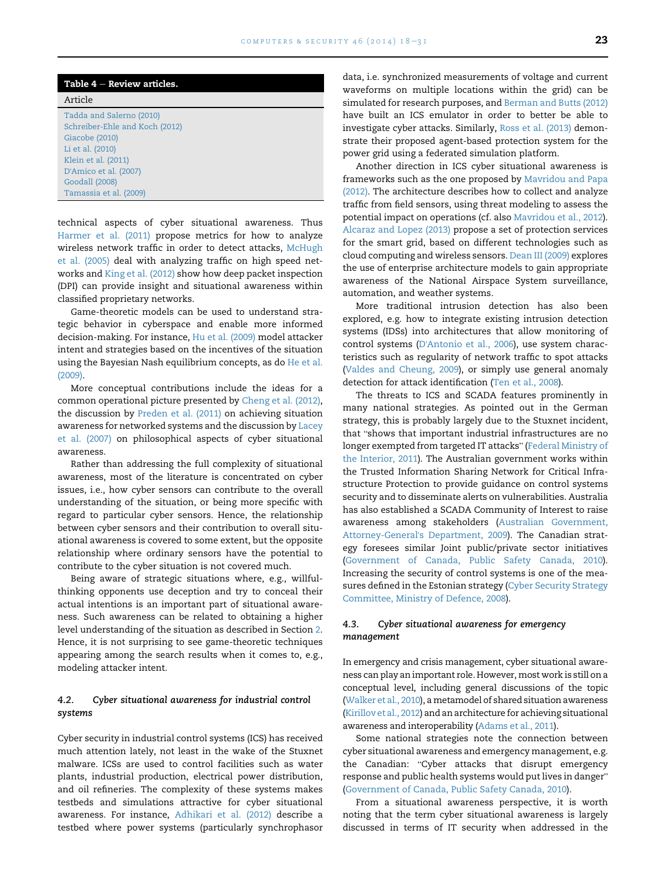**Table 4 – Review articles.**

| Article |
|---|
| Tadda and Salerno (2010) |
| Schreiber-Ehle and Koch (2012) |
| Giacobe (2010) |
| Li et al. (2010) |
| Klein et al. (2011) |
| D'Amico et al. (2007) |
| Goodall (2008) |
| Tamassia et al. (2009) |

technical aspects of cyber situational awareness. Thus Harmer et al. (2011) propose metrics for how to analyze wireless network traffic in order to detect attacks, McHugh et al. (2005) deal with analyzing traffic on high speed networks and King et al. (2012) show how deep packet inspection (DPI) can provide insight and situational awareness within classified proprietary networks.

Game-theoretic models can be used to understand strategic behavior in cyberspace and enable more informed decision-making. For instance, Hu et al. (2009) model attacker intent and strategies based on the incentives of the situation using the Bayesian Nash equilibrium concepts, as do He et al. (2009).

More conceptual contributions include the ideas for a common operational picture presented by Cheng et al. (2012), the discussion by Preden et al. (2011) on achieving situation awareness for networked systems and the discussion by Lacey et al. (2007) on philosophical aspects of cyber situational awareness.

Rather than addressing the full complexity of situational awareness, most of the literature is concentrated on cyber issues, i.e., how cyber sensors can contribute to the overall understanding of the situation, or being more specific with regard to particular cyber sensors. Hence, the relationship between cyber sensors and their contribution to overall situational awareness is covered to some extent, but the opposite relationship where ordinary sensors have the potential to contribute to the cyber situation is not covered much.

Being aware of strategic situations where, e.g., willful-thinking opponents use deception and try to conceal their actual intentions is an important part of situational awareness. Such awareness can be related to obtaining a higher level understanding of the situation as described in Section 2. Hence, it is not surprising to see game-theoretic techniques appearing among the search results when it comes to, e.g., modeling attacker intent.

### 4.2. *Cyber situational awareness for industrial control systems*

Cyber security in industrial control systems (ICS) has received much attention lately, not least in the wake of the Stuxnet malware. ICSs are used to control facilities such as water plants, industrial production, electrical power distribution, and oil refineries. The complexity of these systems makes testbeds and simulations attractive for cyber situational awareness. For instance, Adhikari et al. (2012) describe a testbed where power systems (particularly synchrophasor data, i.e. synchronized measurements of voltage and current waveforms on multiple locations within the grid) can be simulated for research purposes, and Berman and Butts (2012) have built an ICS emulator in order to better be able to investigate cyber attacks. Similarly, Ross et al. (2013) demonstrate their proposed agent-based protection system for the power grid using a federated simulation platform.

Another direction in ICS cyber situational awareness is frameworks such as the one proposed by Mavridou and Papa (2012). The architecture describes how to collect and analyze traffic from field sensors, using threat modeling to assess the potential impact on operations (cf. also Mavridou et al., 2012). Alcaraz and Lopez (2013) propose a set of protection services for the smart grid, based on different technologies such as cloud computing and wireless sensors. Dean III (2009) explores the use of enterprise architecture models to gain appropriate awareness of the National Airspace System surveillance, automation, and weather systems.

More traditional intrusion detection has also been explored, e.g. how to integrate existing intrusion detection systems (IDSs) into architectures that allow monitoring of control systems (D'Antonio et al., 2006), use system characteristics such as regularity of network traffic to spot attacks (Valdes and Cheung, 2009), or simply use general anomaly detection for attack identification (Ten et al., 2008).

The threats to ICS and SCADA features prominently in many national strategies. As pointed out in the German strategy, this is probably largely due to the Stuxnet incident, that "shows that important industrial infrastructures are no longer exempted from targeted IT attacks" (Federal Ministry of the Interior, 2011). The Australian government works within the Trusted Information Sharing Network for Critical Infrastructure Protection to provide guidance on control systems security and to disseminate alerts on vulnerabilities. Australia has also established a SCADA Community of Interest to raise awareness among stakeholders (Australian Government, Attorney-General's Department, 2009). The Canadian strategy foresees similar Joint public/private sector initiatives (Government of Canada, Public Safety Canada, 2010). Increasing the security of control systems is one of the measures defined in the Estonian strategy (Cyber Security Strategy Committee, Ministry of Defence, 2008).

### 4.3. *Cyber situational awareness for emergency management*

In emergency and crisis management, cyber situational awareness can play an important role. However, most work is still on a conceptual level, including general discussions of the topic (Walker et al., 2010), a metamodel of shared situation awareness (Kirillov et al., 2012) and an architecture for achieving situational awareness and interoperability (Adams et al., 2011).

Some national strategies note the connection between cyber situational awareness and emergency management, e.g. the Canadian: "Cyber attacks that disrupt emergency response and public health systems would put lives in danger" (Government of Canada, Public Safety Canada, 2010).

From a situational awareness perspective, it is worth noting that the term cyber situational awareness is largely discussed in terms of IT security when addressed in the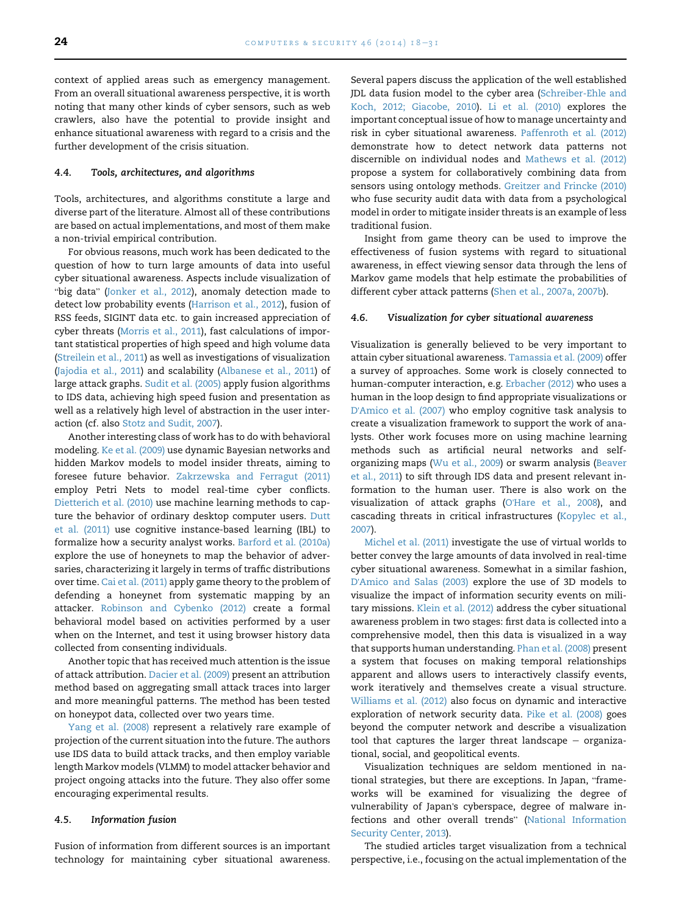context of applied areas such as emergency management. From an overall situational awareness perspective, it is worth noting that many other kinds of cyber sensors, such as web crawlers, also have the potential to provide insight and enhance situational awareness with regard to a crisis and the further development of the crisis situation.

### 4.4. *Tools, architectures, and algorithms*

Tools, architectures, and algorithms constitute a large and diverse part of the literature. Almost all of these contributions are based on actual implementations, and most of them make a non-trivial empirical contribution.

For obvious reasons, much work has been dedicated to the question of how to turn large amounts of data into useful cyber situational awareness. Aspects include visualization of "big data" (Jonker et al., 2012), anomaly detection made to detect low probability events (Harrison et al., 2012), fusion of RSS feeds, SIGINT data etc. to gain increased appreciation of cyber threats (Morris et al., 2011), fast calculations of important statistical properties of high speed and high volume data (Streilein et al., 2011) as well as investigations of visualization (Jajodia et al., 2011) and scalability (Albanese et al., 2011) of large attack graphs. Sudit et al. (2005) apply fusion algorithms to IDS data, achieving high speed fusion and presentation as well as a relatively high level of abstraction in the user interaction (cf. also Stotz and Sudit, 2007).

Another interesting class of work has to do with behavioral modeling. Ke et al. (2009) use dynamic Bayesian networks and hidden Markov models to model insider threats, aiming to foresee future behavior. Zakrzewska and Ferragut (2011) employ Petri Nets to model real-time cyber conflicts. Dietterich et al. (2010) use machine learning methods to capture the behavior of ordinary desktop computer users. Dutt et al. (2011) use cognitive instance-based learning (IBL) to formalize how a security analyst works. Barford et al. (2010a) explore the use of honeynets to map the behavior of adversaries, characterizing it largely in terms of traffic distributions over time. Cai et al. (2011) apply game theory to the problem of defending a honeynet from systematic mapping by an attacker. Robinson and Cybenko (2012) create a formal behavioral model based on activities performed by a user when on the Internet, and test it using browser history data collected from consenting individuals.

Another topic that has received much attention is the issue of attack attribution. Dacier et al. (2009) present an attribution method based on aggregating small attack traces into larger and more meaningful patterns. The method has been tested on honeypot data, collected over two years time.

Yang et al. (2008) represent a relatively rare example of projection of the current situation into the future. The authors use IDS data to build attack tracks, and then employ variable length Markov models (VLMM) to model attacker behavior and project ongoing attacks into the future. They also offer some encouraging experimental results.

### 4.5. *Information fusion*

Fusion of information from different sources is an important technology for maintaining cyber situational awareness. Several papers discuss the application of the well established JDL data fusion model to the cyber area (Schreiber-Ehle and Koch, 2012; Giacobe, 2010). Li et al. (2010) explores the important conceptual issue of how to manage uncertainty and risk in cyber situational awareness. Paffenroth et al. (2012) demonstrate how to detect network data patterns not discernible on individual nodes and Mathews et al. (2012) propose a system for collaboratively combining data from sensors using ontology methods. Greitzer and Frincke (2010) who fuse security audit data with data from a psychological model in order to mitigate insider threats is an example of less traditional fusion.

Insight from game theory can be used to improve the effectiveness of fusion systems with regard to situational awareness, in effect viewing sensor data through the lens of Markov game models that help estimate the probabilities of different cyber attack patterns (Shen et al., 2007a, 2007b).

### 4.6. *Visualization for cyber situational awareness*

Visualization is generally believed to be very important to attain cyber situational awareness. Tamassia et al. (2009) offer a survey of approaches. Some work is closely connected to human-computer interaction, e.g. Erbacher (2012) who uses a human in the loop design to find appropriate visualizations or D'Amico et al. (2007) who employ cognitive task analysis to create a visualization framework to support the work of analysts. Other work focuses more on using machine learning methods such as artificial neural networks and self-organizing maps (Wu et al., 2009) or swarm analysis (Beaver et al., 2011) to sift through IDS data and present relevant information to the human user. There is also work on the visualization of attack graphs (O'Hare et al., 2008), and cascading threats in critical infrastructures (Kopylec et al., 2007).

Michel et al. (2011) investigate the use of virtual worlds to better convey the large amounts of data involved in real-time cyber situational awareness. Somewhat in a similar fashion, D'Amico and Salas (2003) explore the use of 3D models to visualize the impact of information security events on military missions. Klein et al. (2012) address the cyber situational awareness problem in two stages: first data is collected into a comprehensive model, then this data is visualized in a way that supports human understanding. Phan et al. (2008) present a system that focuses on making temporal relationships apparent and allows users to interactively classify events, work iteratively and themselves create a visual structure. Williams et al. (2012) also focus on dynamic and interactive exploration of network security data. Pike et al. (2008) goes beyond the computer network and describe a visualization tool that captures the larger threat landscape – organizational, social, and geopolitical events.

Visualization techniques are seldom mentioned in national strategies, but there are exceptions. In Japan, "frameworks will be examined for visualizing the degree of vulnerability of Japan's cyberspace, degree of malware infections and other overall trends" (National Information Security Center, 2013).

The studied articles target visualization from a technical perspective, i.e., focusing on the actual implementation of the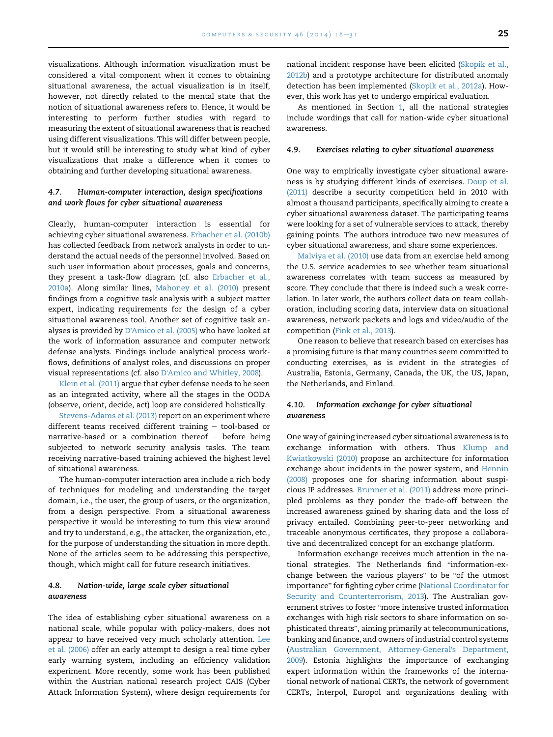visualizations. Although information visualization must be considered a vital component when it comes to obtaining situational awareness, the actual visualization is in itself, however, not directly related to the mental state that the notion of situational awareness refers to. Hence, it would be interesting to perform further studies with regard to measuring the extent of situational awareness that is reached using different visualizations. This will differ between people, but it would still be interesting to study what kind of cyber visualizations that make a difference when it comes to obtaining and further developing situational awareness.

### 4.7. Human-computer interaction, design specifications and work flows for cyber situational awareness

Clearly, human-computer interaction is essential for achieving cyber situational awareness. Erbacher et al. (2010b) has collected feedback from network analysts in order to understand the actual needs of the personnel involved. Based on such user information about processes, goals and concerns, they present a task-flow diagram (cf. also Erbacher et al., 2010a). Along similar lines, Mahoney et al. (2010) present findings from a cognitive task analysis with a subject matter expert, indicating requirements for the design of a cyber situational awareness tool. Another set of cognitive task analyses is provided by D'Amico et al. (2005) who have looked at the work of information assurance and computer network defense analysts. Findings include analytical process workflows, definitions of analyst roles, and discussions on proper visual representations (cf. also D'Amico and Whitley, 2008).

Klein et al. (2011) argue that cyber defense needs to be seen as an integrated activity, where all the stages in the OODA (observe, orient, decide, act) loop are considered holistically.

Stevens-Adams et al. (2013) report on an experiment where different teams received different training – tool-based or narrative-based or a combination thereof – before being subjected to network security analysis tasks. The team receiving narrative-based training achieved the highest level of situational awareness.

The human-computer interaction area include a rich body of techniques for modeling and understanding the target domain, i.e., the user, the group of users, or the organization, from a design perspective. From a situational awareness perspective it would be interesting to turn this view around and try to understand, e.g., the attacker, the organization, etc., for the purpose of understanding the situation in more depth. None of the articles seem to be addressing this perspective, though, which might call for future research initiatives.

### 4.8. Nation-wide, large scale cyber situational awareness

The idea of establishing cyber situational awareness on a national scale, while popular with policy-makers, does not appear to have received very much scholarly attention. Lee et al. (2006) offer an early attempt to design a real time cyber early warning system, including an efficiency validation experiment. More recently, some work has been published within the Austrian national research project CAIS (Cyber Attack Information System), where design requirements for national incident response have been elicited (Skopik et al., 2012b) and a prototype architecture for distributed anomaly detection has been implemented (Skopik et al., 2012a). However, this work has yet to undergo empirical evaluation.

As mentioned in Section 1, all the national strategies include wordings that call for nation-wide cyber situational awareness.

### 4.9. Exercises relating to cyber situational awareness

One way to empirically investigate cyber situational awareness is by studying different kinds of exercises. Doup et al. (2011) describe a security competition held in 2010 with almost a thousand participants, specifically aiming to create a cyber situational awareness dataset. The participating teams were looking for a set of vulnerable services to attack, thereby gaining points. The authors introduce two new measures of cyber situational awareness, and share some experiences.

Malviya et al. (2010) use data from an exercise held among the U.S. service academies to see whether team situational awareness correlates with team success as measured by score. They conclude that there is indeed such a weak correlation. In later work, the authors collect data on team collaboration, including scoring data, interview data on situational awareness, network packets and logs and video/audio of the competition (Fink et al., 2013).

One reason to believe that research based on exercises has a promising future is that many countries seem committed to conducting exercises, as is evident in the strategies of Australia, Estonia, Germany, Canada, the UK, the US, Japan, the Netherlands, and Finland.

### 4.10. Information exchange for cyber situational awareness

One way of gaining increased cyber situational awareness is to exchange information with others. Thus Klump and Kwiatkowski (2010) propose an architecture for information exchange about incidents in the power system, and Hennin (2008) proposes one for sharing information about suspicious IP addresses. Brunner et al. (2011) address more principled problems as they ponder the trade-off between the increased awareness gained by sharing data and the loss of privacy entailed. Combining peer-to-peer networking and traceable anonymous certificates, they propose a collaborative and decentralized concept for an exchange platform.

Information exchange receives much attention in the national strategies. The Netherlands find "information-exchange between the various players" to be "of the utmost importance" for fighting cyber crime (National Coordinator for Security and Counterterrorism, 2013). The Australian government strives to foster "more intensive trusted information exchanges with high risk sectors to share information on sophisticated threats", aiming primarily at telecommunications, banking and finance, and owners of industrial control systems (Australian Government, Attorney-General's Department, 2009). Estonia highlights the importance of exchanging expert information within the frameworks of the international network of national CERTs, the network of government CERTs, Interpol, Europol and organizations dealing with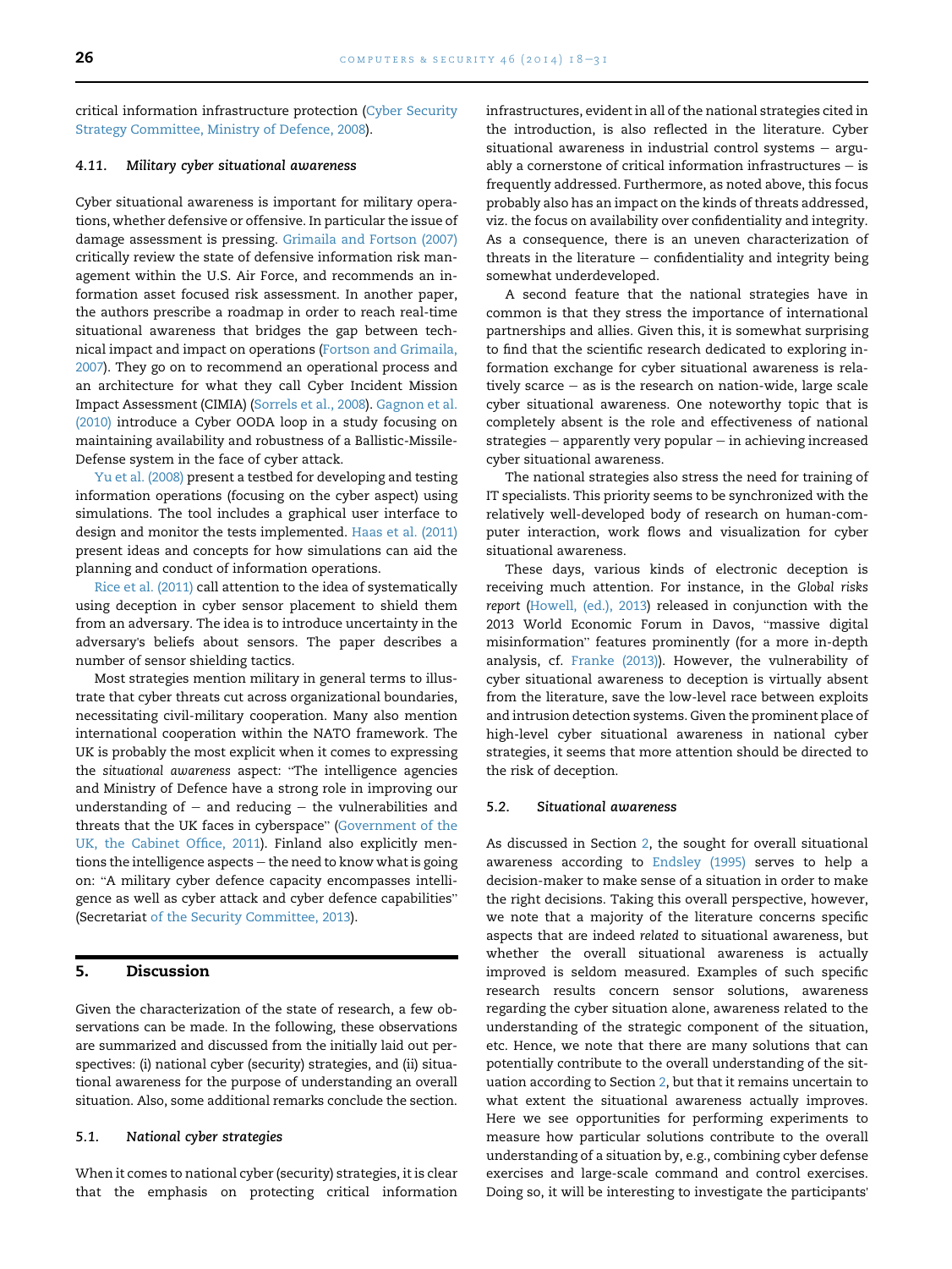critical information infrastructure protection (Cyber Security Strategy Committee, Ministry of Defence, 2008).

### 4.11. Military cyber situational awareness

Cyber situational awareness is important for military operations, whether defensive or offensive. In particular the issue of damage assessment is pressing. Grimaila and Fortson (2007) critically review the state of defensive information risk management within the U.S. Air Force, and recommends an information asset focused risk assessment. In another paper, the authors prescribe a roadmap in order to reach real-time situational awareness that bridges the gap between technical impact and impact on operations (Fortson and Grimaila, 2007). They go on to recommend an operational process and an architecture for what they call Cyber Incident Mission Impact Assessment (CIMIA) (Sorrels et al., 2008). Gagnon et al. (2010) introduce a Cyber OODA loop in a study focusing on maintaining availability and robustness of a Ballistic-Missile-Defense system in the face of cyber attack.

Yu et al. (2008) present a testbed for developing and testing information operations (focusing on the cyber aspect) using simulations. The tool includes a graphical user interface to design and monitor the tests implemented. Haas et al. (2011) present ideas and concepts for how simulations can aid the planning and conduct of information operations.

Rice et al. (2011) call attention to the idea of systematically using deception in cyber sensor placement to shield them from an adversary. The idea is to introduce uncertainty in the adversary's beliefs about sensors. The paper describes a number of sensor shielding tactics.

Most strategies mention military in general terms to illustrate that cyber threats cut across organizational boundaries, necessitating civil-military cooperation. Many also mention international cooperation within the NATO framework. The UK is probably the most explicit when it comes to expressing the *situational awareness* aspect: "The intelligence agencies and Ministry of Defence have a strong role in improving our understanding of – and reducing – the vulnerabilities and threats that the UK faces in cyberspace" (Government of the UK, the Cabinet Office, 2011). Finland also explicitly mentions the intelligence aspects – the need to know what is going on: "A military cyber defence capacity encompasses intelligence as well as cyber attack and cyber defence capabilities" (Secretariat of the Security Committee, 2013).

## 5. Discussion

Given the characterization of the state of research, a few observations can be made. In the following, these observations are summarized and discussed from the initially laid out perspectives: (i) national cyber (security) strategies, and (ii) situational awareness for the purpose of understanding an overall situation. Also, some additional remarks conclude the section.

### 5.1. National cyber strategies

When it comes to national cyber (security) strategies, it is clear that the emphasis on protecting critical information infrastructures, evident in all of the national strategies cited in the introduction, is also reflected in the literature. Cyber situational awareness in industrial control systems – arguably a cornerstone of critical information infrastructures – is frequently addressed. Furthermore, as noted above, this focus probably also has an impact on the kinds of threats addressed, viz. the focus on availability over confidentiality and integrity. As a consequence, there is an uneven characterization of threats in the literature – confidentiality and integrity being somewhat underdeveloped.

A second feature that the national strategies have in common is that they stress the importance of international partnerships and allies. Given this, it is somewhat surprising to find that the scientific research dedicated to exploring information exchange for cyber situational awareness is relatively scarce – as is the research on nation-wide, large scale cyber situational awareness. One noteworthy topic that is completely absent is the role and effectiveness of national strategies – apparently very popular – in achieving increased cyber situational awareness.

The national strategies also stress the need for training of IT specialists. This priority seems to be synchronized with the relatively well-developed body of research on human-computer interaction, work flows and visualization for cyber situational awareness.

These days, various kinds of electronic deception is receiving much attention. For instance, in the *Global risks report* (Howell, (ed.), 2013) released in conjunction with the 2013 World Economic Forum in Davos, "massive digital misinformation" features prominently (for a more in-depth analysis, cf. Franke (2013)). However, the vulnerability of cyber situational awareness to deception is virtually absent from the literature, save the low-level race between exploits and intrusion detection systems. Given the prominent place of high-level cyber situational awareness in national cyber strategies, it seems that more attention should be directed to the risk of deception.

### 5.2. Situational awareness

As discussed in Section 2, the sought for overall situational awareness according to Endsley (1995) serves to help a decision-maker to make sense of a situation in order to make the right decisions. Taking this overall perspective, however, we note that a majority of the literature concerns specific aspects that are indeed *related* to situational awareness, but whether the overall situational awareness is actually improved is seldom measured. Examples of such specific research results concern sensor solutions, awareness regarding the cyber situation alone, awareness related to the understanding of the strategic component of the situation, etc. Hence, we note that there are many solutions that can potentially contribute to the overall understanding of the situation according to Section 2, but that it remains uncertain to what extent the situational awareness actually improves. Here we see opportunities for performing experiments to measure how particular solutions contribute to the overall understanding of a situation by, e.g., combining cyber defense exercises and large-scale command and control exercises. Doing so, it will be interesting to investigate the participants'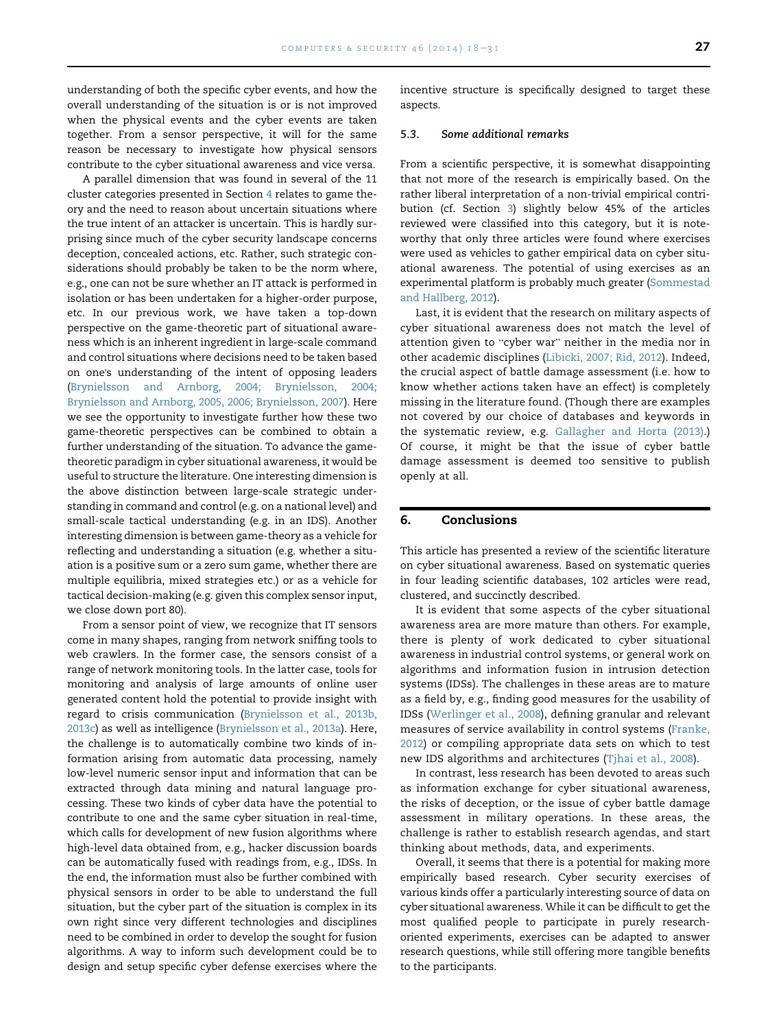understanding of both the specific cyber events, and how the overall understanding of the situation is or is not improved when the physical events and the cyber events are taken together. From a sensor perspective, it will for the same reason be necessary to investigate how physical sensors contribute to the cyber situational awareness and vice versa.

A parallel dimension that was found in several of the 11 cluster categories presented in Section 4 relates to game theory and the need to reason about uncertain situations where the true intent of an attacker is uncertain. This is hardly surprising since much of the cyber security landscape concerns deception, concealed actions, etc. Rather, such strategic considerations should probably be taken to be the norm where, e.g., one can not be sure whether an IT attack is performed in isolation or has been undertaken for a higher-order purpose, etc. In our previous work, we have taken a top-down perspective on the game-theoretic part of situational awareness which is an inherent ingredient in large-scale command and control situations where decisions need to be taken based on one's understanding of the intent of opposing leaders (Brynielsson and Arnborg, 2004; Brynielsson, 2004; Brynielsson and Arnborg, 2005, 2006; Brynielsson, 2007). Here we see the opportunity to investigate further how these two game-theoretic perspectives can be combined to obtain a further understanding of the situation. To advance the game-theoretic paradigm in cyber situational awareness, it would be useful to structure the literature. One interesting dimension is the above distinction between large-scale strategic understanding in command and control (e.g. on a national level) and small-scale tactical understanding (e.g. in an IDS). Another interesting dimension is between game-theory as a vehicle for reflecting and understanding a situation (e.g. whether a situation is a positive sum or a zero sum game, whether there are multiple equilibria, mixed strategies etc.) or as a vehicle for tactical decision-making (e.g. given this complex sensor input, we close down port 80).

From a sensor point of view, we recognize that IT sensors come in many shapes, ranging from network sniffing tools to web crawlers. In the former case, the sensors consist of a range of network monitoring tools. In the latter case, tools for monitoring and analysis of large amounts of online user generated content hold the potential to provide insight with regard to crisis communication (Brynielsson et al., 2013b, 2013c) as well as intelligence (Brynielsson et al., 2013a). Here, the challenge is to automatically combine two kinds of information arising from automatic data processing, namely low-level numeric sensor input and information that can be extracted through data mining and natural language processing. These two kinds of cyber data have the potential to contribute to one and the same cyber situation in real-time, which calls for development of new fusion algorithms where high-level data obtained from, e.g., hacker discussion boards can be automatically fused with readings from, e.g., IDSs. In the end, the information must also be further combined with physical sensors in order to be able to understand the full situation, but the cyber part of the situation is complex in its own right since very different technologies and disciplines need to be combined in order to develop the sought for fusion algorithms. A way to inform such development could be to design and setup specific cyber defense exercises where the incentive structure is specifically designed to target these aspects.

### 5.3. Some additional remarks

From a scientific perspective, it is somewhat disappointing that not more of the research is empirically based. On the rather liberal interpretation of a non-trivial empirical contribution (cf. Section 3) slightly below 45% of the articles reviewed were classified into this category, but it is noteworthy that only three articles were found where exercises were used as vehicles to gather empirical data on cyber situational awareness. The potential of using exercises as an experimental platform is probably much greater (Sommestad and Hallberg, 2012).

Last, it is evident that the research on military aspects of cyber situational awareness does not match the level of attention given to "cyber war" neither in the media nor in other academic disciplines (Libicki, 2007; Rid, 2012). Indeed, the crucial aspect of battle damage assessment (i.e. how to know whether actions taken have an effect) is completely missing in the literature found. (Though there are examples not covered by our choice of databases and keywords in the systematic review, e.g. Gallagher and Horta (2013).) Of course, it might be that the issue of cyber battle damage assessment is deemed too sensitive to publish openly at all.

## 6. Conclusions

This article has presented a review of the scientific literature on cyber situational awareness. Based on systematic queries in four leading scientific databases, 102 articles were read, clustered, and succinctly described.

It is evident that some aspects of the cyber situational awareness area are more mature than others. For example, there is plenty of work dedicated to cyber situational awareness in industrial control systems, or general work on algorithms and information fusion in intrusion detection systems (IDSs). The challenges in these areas are to mature as a field by, e.g., finding good measures for the usability of IDSs (Werlinger et al., 2008), defining granular and relevant measures of service availability in control systems (Franke, 2012) or compiling appropriate data sets on which to test new IDS algorithms and architectures (Tjhai et al., 2008).

In contrast, less research has been devoted to areas such as information exchange for cyber situational awareness, the risks of deception, or the issue of cyber battle damage assessment in military operations. In these areas, the challenge is rather to establish research agendas, and start thinking about methods, data, and experiments.

Overall, it seems that there is a potential for making more empirically based research. Cyber security exercises of various kinds offer a particularly interesting source of data on cyber situational awareness. While it can be difficult to get the most qualified people to participate in purely research-oriented experiments, exercises can be adapted to answer research questions, while still offering more tangible benefits to the participants.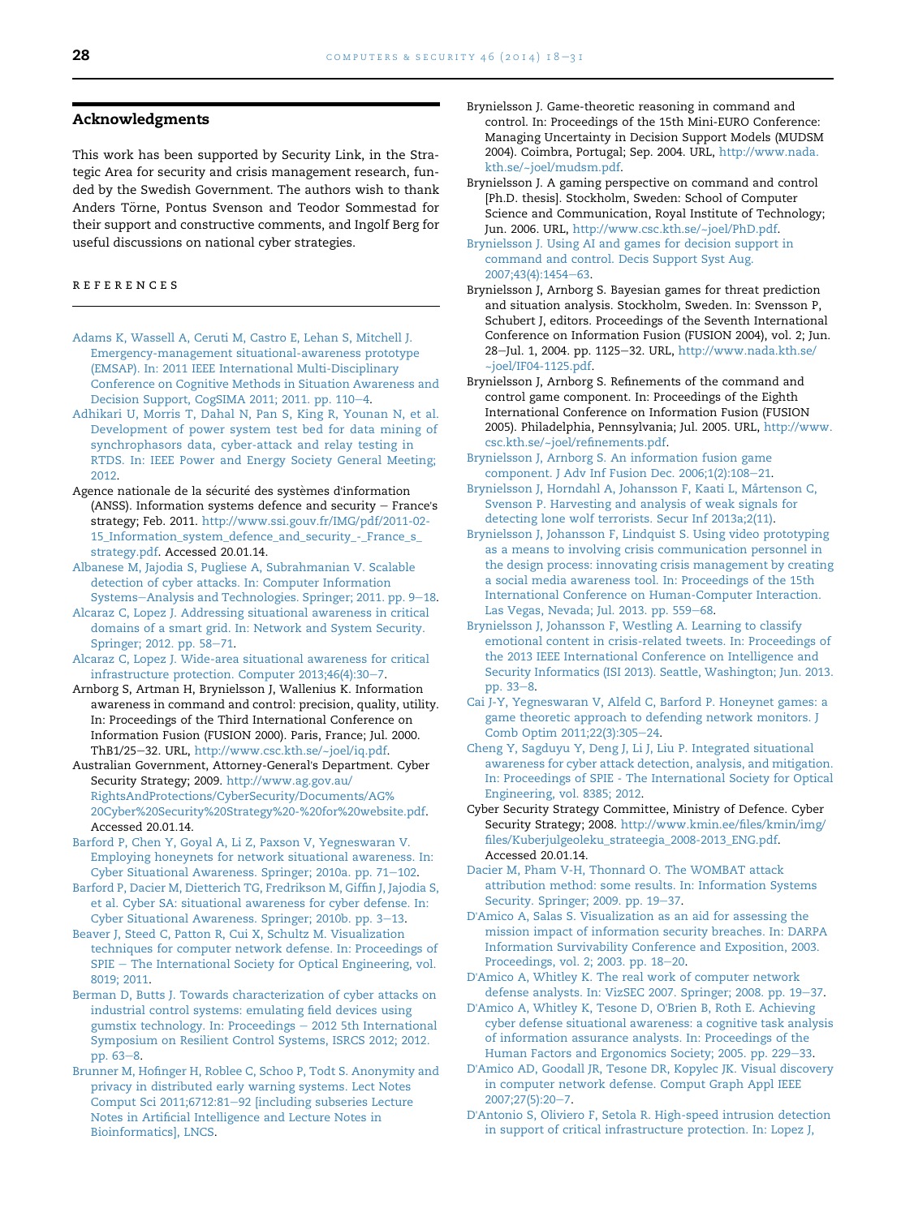## Acknowledgments

This work has been supported by Security Link, in the Strategic Area for security and crisis management research, funded by the Swedish Government. The authors wish to thank Anders Törne, Pontus Svenson and Teodor Sommestad for their support and constructive comments, and Ingolf Berg for useful discussions on national cyber strategies.

## REFERENCES

Adams K, Wassell A, Ceruti M, Castro E, Lehan S, Mitchell J. Emergency-management situational-awareness prototype (EMSAP). In: 2011 IEEE International Multi-Disciplinary Conference on Cognitive Methods in Situation Awareness and Decision Support, CogSIMA 2011; 2011. pp. 110–4.

Adhikari U, Morris T, Dahal N, Pan S, King R, Younan N, et al. Development of power system test bed for data mining of synchrophasors data, cyber-attack and relay testing in RTDS. In: IEEE Power and Energy Society General Meeting; 2012.

Agence nationale de la sécurité des systèmes d'information (ANSS). Information systems defence and security – France's strategy; Feb. 2011. http://www.ssi.gouv.fr/IMG/pdf/2011-02-15_Information_system_defence_and_security_-_France_s_strategy.pdf. Accessed 20.01.14.

Albanese M, Jajodia S, Pugliese A, Subrahmanian V. Scalable detection of cyber attacks. In: Computer Information Systems–Analysis and Technologies. Springer; 2011. pp. 9–18.

Alcaraz C, Lopez J. Addressing situational awareness in critical domains of a smart grid. In: Network and System Security. Springer; 2012. pp. 58–71.

Alcaraz C, Lopez J. Wide-area situational awareness for critical infrastructure protection. Computer 2013;46(4):30–7.

Arnborg S, Artman H, Brynielsson J, Wallenius K. Information awareness in command and control: precision, quality, utility. In: Proceedings of the Third International Conference on Information Fusion (FUSION 2000). Paris, France; Jul. 2000. ThB1/25–32. URL, http://www.csc.kth.se/~joel/iq.pdf.

Australian Government, Attorney-General's Department. Cyber Security Strategy; 2009. http://www.ag.gov.au/RightsAndProtections/CyberSecurity/Documents/AG%20Cyber%20Security%20Strategy%20-%20for%20website.pdf. Accessed 20.01.14.

Barford P, Chen Y, Goyal A, Li Z, Paxson V, Yegneswaran V. Employing honeynets for network situational awareness. In: Cyber Situational Awareness. Springer; 2010a. pp. 71–102.

Barford P, Dacier M, Dietterich TG, Fredrikson M, Giffin J, Jajodia S, et al. Cyber SA: situational awareness for cyber defense. In: Cyber Situational Awareness. Springer; 2010b. pp. 3–13.

Beaver J, Steed C, Patton R, Cui X, Schultz M. Visualization techniques for computer network defense. In: Proceedings of SPIE – The International Society for Optical Engineering, vol. 8019; 2011.

Berman D, Butts J. Towards characterization of cyber attacks on industrial control systems: emulating field devices using gumstix technology. In: Proceedings – 2012 5th International Symposium on Resilient Control Systems, ISRCS 2012; 2012. pp. 63–8.

Brunner M, Hofinger H, Roblee C, Schoo P, Todt S. Anonymity and privacy in distributed early warning systems. Lect Notes Comput Sci 2011;6712:81–92 [including subseries Lecture Notes in Artificial Intelligence and Lecture Notes in Bioinformatics], LNCS.

Brynielsson J. Game-theoretic reasoning in command and control. In: Proceedings of the 15th Mini-EURO Conference: Managing Uncertainty in Decision Support Models (MUDSM 2004). Coimbra, Portugal; Sep. 2004. URL, http://www.nada.kth.se/~joel/mudsm.pdf.

Brynielsson J. A gaming perspective on command and control [Ph.D. thesis]. Stockholm, Sweden: School of Computer Science and Communication, Royal Institute of Technology; Jun. 2006. URL, http://www.csc.kth.se/~joel/PhD.pdf.

Brynielsson J. Using AI and games for decision support in command and control. Decis Support Syst Aug. 2007;43(4):1454–63.

Brynielsson J, Arnborg S. Bayesian games for threat prediction and situation analysis. Stockholm, Sweden. In: Svensson P, Schubert J, editors. Proceedings of the Seventh International Conference on Information Fusion (FUSION 2004), vol. 2; Jun. 28–Jul. 1, 2004. pp. 1125–32. URL, http://www.nada.kth.se/~joel/IF04-1125.pdf.

Brynielsson J, Arnborg S. Refinements of the command and control game component. In: Proceedings of the Eighth International Conference on Information Fusion (FUSION 2005). Philadelphia, Pennsylvania; Jul. 2005. URL, http://www.csc.kth.se/~joel/refinements.pdf.

Brynielsson J, Arnborg S. An information fusion game component. J Adv Inf Fusion Dec. 2006;1(2):108–21.

Brynielsson J, Horndahl A, Johansson F, Kaati L, Mårtenson C, Svenson P. Harvesting and analysis of weak signals for detecting lone wolf terrorists. Secur Inf 2013a;2(11).

Brynielsson J, Johansson F, Lindquist S. Using video prototyping as a means to involving crisis communication personnel in the design process: innovating crisis management by creating a social media awareness tool. In: Proceedings of the 15th International Conference on Human-Computer Interaction. Las Vegas, Nevada; Jul. 2013. pp. 559–68.

Brynielsson J, Johansson F, Westling A. Learning to classify emotional content in crisis-related tweets. In: Proceedings of the 2013 IEEE International Conference on Intelligence and Security Informatics (ISI 2013). Seattle, Washington; Jun. 2013. pp. 33–8.

Cai J-Y, Yegneswaran V, Alfeld C, Barford P. Honeynet games: a game theoretic approach to defending network monitors. J Comb Optim 2011;22(3):305–24.

Cheng Y, Sagduyu Y, Deng J, Li J, Liu P. Integrated situational awareness for cyber attack detection, analysis, and mitigation. In: Proceedings of SPIE - The International Society for Optical Engineering, vol. 8385; 2012.

Cyber Security Strategy Committee, Ministry of Defence. Cyber Security Strategy; 2008. http://www.kmin.ee/files/kmin/img/files/Kuberjulgeoleku_strateegia_2008-2013_ENG.pdf. Accessed 20.01.14.

Dacier M, Pham V-H, Thonnard O. The WOMBAT attack attribution method: some results. In: Information Systems Security. Springer; 2009. pp. 19–37.

D'Amico A, Salas S. Visualization as an aid for assessing the mission impact of information security breaches. In: DARPA Information Survivability Conference and Exposition, 2003. Proceedings, vol. 2; 2003. pp. 18–20.

D'Amico A, Whitley K. The real work of computer network defense analysts. In: VizSEC 2007. Springer; 2008. pp. 19–37.

D'Amico A, Whitley K, Tesone D, O'Brien B, Roth E. Achieving cyber defense situational awareness: a cognitive task analysis of information assurance analysts. In: Proceedings of the Human Factors and Ergonomics Society; 2005. pp. 229–33.

D'Amico AD, Goodall JR, Tesone DR, Kopylec JK. Visual discovery in computer network defense. Comput Graph Appl IEEE 2007;27(5):20–7.

D'Antonio S, Oliviero F, Setola R. High-speed intrusion detection in support of critical infrastructure protection. In: Lopez J,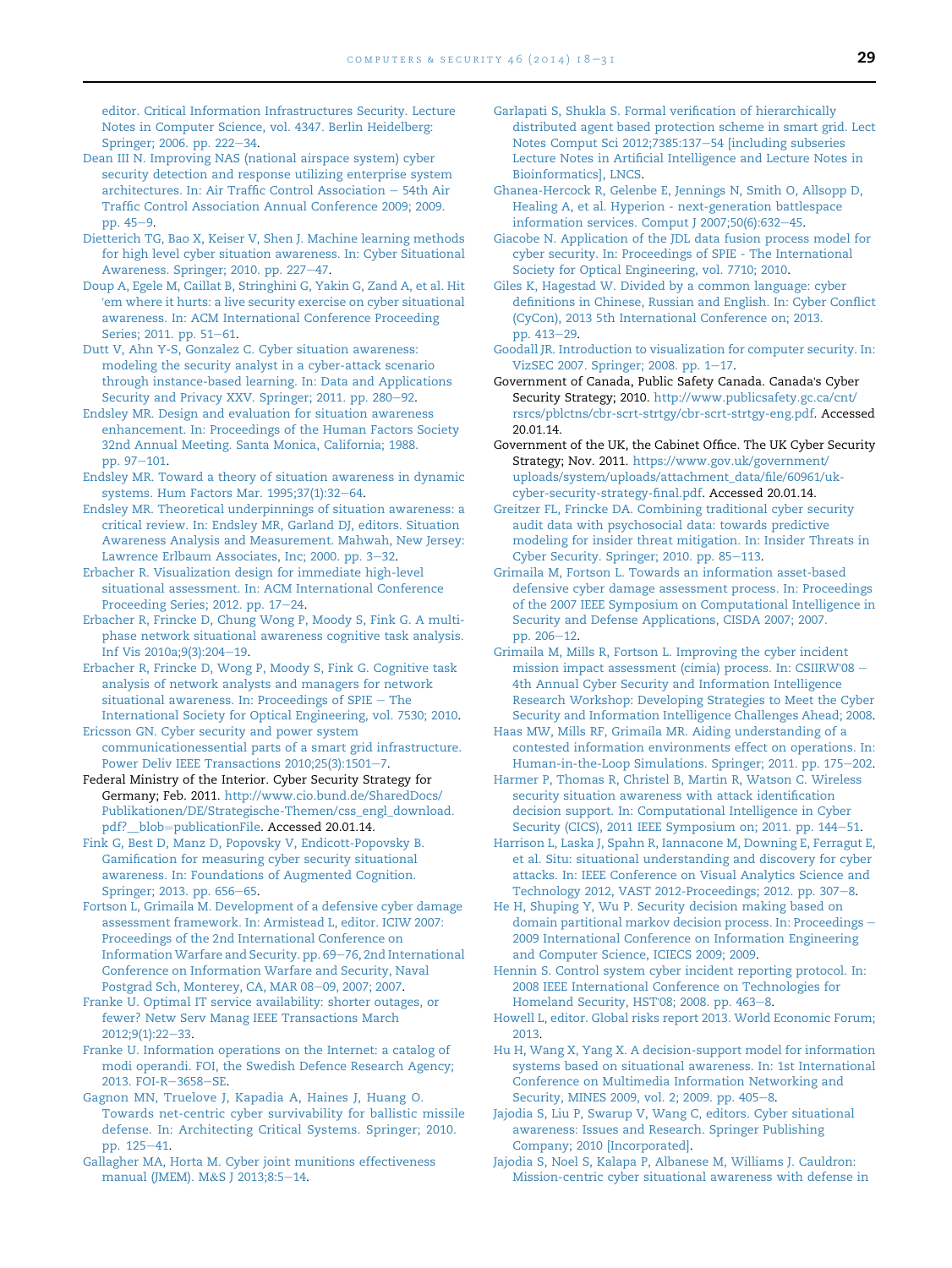editor. Critical Information Infrastructures Security. Lecture Notes in Computer Science, vol. 4347. Berlin Heidelberg: Springer; 2006. pp. 222–34.

Dean III N. Improving NAS (national airspace system) cyber security detection and response utilizing enterprise system architectures. In: Air Traffic Control Association – 54th Air Traffic Control Association Annual Conference 2009; 2009. pp. 45–9.

Dietterich TG, Bao X, Keiser V, Shen J. Machine learning methods for high level cyber situation awareness. In: Cyber Situational Awareness. Springer; 2010. pp. 227–47.

Doup A, Egele M, Caillat B, Stringhini G, Yakin G, Zand A, et al. Hit 'em where it hurts: a live security exercise on cyber situational awareness. In: ACM International Conference Proceeding Series; 2011. pp. 51–61.

Dutt V, Ahn Y-S, Gonzalez C. Cyber situation awareness: modeling the security analyst in a cyber-attack scenario through instance-based learning. In: Data and Applications Security and Privacy XXV. Springer; 2011. pp. 280–92.

Endsley MR. Design and evaluation for situation awareness enhancement. In: Proceedings of the Human Factors Society 32nd Annual Meeting. Santa Monica, California; 1988. pp. 97–101.

Endsley MR. Toward a theory of situation awareness in dynamic systems. Hum Factors Mar. 1995;37(1):32–64.

Endsley MR. Theoretical underpinnings of situation awareness: a critical review. In: Endsley MR, Garland DJ, editors. Situation Awareness Analysis and Measurement. Mahwah, New Jersey: Lawrence Erlbaum Associates, Inc; 2000. pp. 3–32.

Erbacher R. Visualization design for immediate high-level situational assessment. In: ACM International Conference Proceeding Series; 2012. pp. 17–24.

Erbacher R, Frincke D, Chung Wong P, Moody S, Fink G. A multi-phase network situational awareness cognitive task analysis. Inf Vis 2010a;9(3):204–19.

Erbacher R, Frincke D, Wong P, Moody S, Fink G. Cognitive task analysis of network analysts and managers for network situational awareness. In: Proceedings of SPIE – The International Society for Optical Engineering, vol. 7530; 2010.

Ericsson GN. Cyber security and power system communicationessential parts of a smart grid infrastructure. Power Deliv IEEE Transactions 2010;25(3):1501–7.

Federal Ministry of the Interior. Cyber Security Strategy for Germany; Feb. 2011. http://www.cio.bund.de/SharedDocs/Publikationen/DE/Strategische-Themen/css_engl_download.pdf?__blob=publicationFile. Accessed 20.01.14.

Fink G, Best D, Manz D, Popovsky V, Endicott-Popovsky B. Gamification for measuring cyber security situational awareness. In: Foundations of Augmented Cognition. Springer; 2013. pp. 656–65.

Fortson L, Grimaila M. Development of a defensive cyber damage assessment framework. In: Armistead L, editor. ICIW 2007: Proceedings of the 2nd International Conference on Information Warfare and Security. pp. 69–76, 2nd International Conference on Information Warfare and Security, Naval Postgrad Sch, Monterey, CA, MAR 08–09, 2007; 2007.

Franke U. Optimal IT service availability: shorter outages, or fewer? Netw Serv Manag IEEE Transactions March 2012;9(1):22–33.

Franke U. Information operations on the Internet: a catalog of modi operandi. FOI, the Swedish Defence Research Agency; 2013. FOI-R–3658–SE.

Gagnon MN, Truelove J, Kapadia A, Haines J, Huang O. Towards net-centric cyber survivability for ballistic missile defense. In: Architecting Critical Systems. Springer; 2010. pp. 125–41.

Gallagher MA, Horta M. Cyber joint munitions effectiveness manual (JMEM). M&S J 2013;8:5–14.

Garlapati S, Shukla S. Formal verification of hierarchically distributed agent based protection scheme in smart grid. Lect Notes Comput Sci 2012;7385:137–54 [including subseries Lecture Notes in Artificial Intelligence and Lecture Notes in Bioinformatics], LNCS.

Ghanea-Hercock R, Gelenbe E, Jennings N, Smith O, Allsopp D, Healing A, et al. Hyperion - next-generation battlespace information services. Comput J 2007;50(6):632–45.

Giacobe N. Application of the JDL data fusion process model for cyber security. In: Proceedings of SPIE - The International Society for Optical Engineering, vol. 7710; 2010.

Giles K, Hagestad W. Divided by a common language: cyber definitions in Chinese, Russian and English. In: Cyber Conflict (CyCon), 2013 5th International Conference on; 2013. pp. 413–29.

Goodall JR. Introduction to visualization for computer security. In: VizSEC 2007. Springer; 2008. pp. 1–17.

Government of Canada, Public Safety Canada. Canada's Cyber Security Strategy; 2010. http://www.publicsafety.gc.ca/cnt/rsrcs/pblctns/cbr-scrt-strtgy/cbr-scrt-strtgy-eng.pdf. Accessed 20.01.14.

Government of the UK, the Cabinet Office. The UK Cyber Security Strategy; Nov. 2011. https://www.gov.uk/government/uploads/system/uploads/attachment_data/file/60961/uk-cyber-security-strategy-final.pdf. Accessed 20.01.14.

Greitzer FL, Frincke DA. Combining traditional cyber security audit data with psychosocial data: towards predictive modeling for insider threat mitigation. In: Insider Threats in Cyber Security. Springer; 2010. pp. 85–113.

Grimaila M, Fortson L. Towards an information asset-based defensive cyber damage assessment process. In: Proceedings of the 2007 IEEE Symposium on Computational Intelligence in Security and Defense Applications, CISDA 2007; 2007. pp. 206–12.

Grimaila M, Mills R, Fortson L. Improving the cyber incident mission impact assessment (cimia) process. In: CSIIRW'08 – 4th Annual Cyber Security and Information Intelligence Research Workshop: Developing Strategies to Meet the Cyber Security and Information Intelligence Challenges Ahead; 2008.

Haas MW, Mills RF, Grimaila MR. Aiding understanding of a contested information environments effect on operations. In: Human-in-the-Loop Simulations. Springer; 2011. pp. 175–202.

Harmer P, Thomas R, Christel B, Martin R, Watson C. Wireless security situation awareness with attack identification decision support. In: Computational Intelligence in Cyber Security (CICS), 2011 IEEE Symposium on; 2011. pp. 144–51.

Harrison L, Laska J, Spahn R, Iannacone M, Downing E, Ferragut E, et al. Situ: situational understanding and discovery for cyber attacks. In: IEEE Conference on Visual Analytics Science and Technology 2012, VAST 2012-Proceedings; 2012. pp. 307–8.

He H, Shuping Y, Wu P. Security decision making based on domain partitional markov decision process. In: Proceedings – 2009 International Conference on Information Engineering and Computer Science, ICIECS 2009; 2009.

Hennin S. Control system cyber incident reporting protocol. In: 2008 IEEE International Conference on Technologies for Homeland Security, HST'08; 2008. pp. 463–8.

Howell L, editor. Global risks report 2013. World Economic Forum; 2013.

Hu H, Wang X, Yang X. A decision-support model for information systems based on situational awareness. In: 1st International Conference on Multimedia Information Networking and Security, MINES 2009, vol. 2; 2009. pp. 405–8.

Jajodia S, Liu P, Swarup V, Wang C, editors. Cyber situational awareness: Issues and Research. Springer Publishing Company; 2010 [Incorporated].

Jajodia S, Noel S, Kalapa P, Albanese M, Williams J. Cauldron: Mission-centric cyber situational awareness with defense in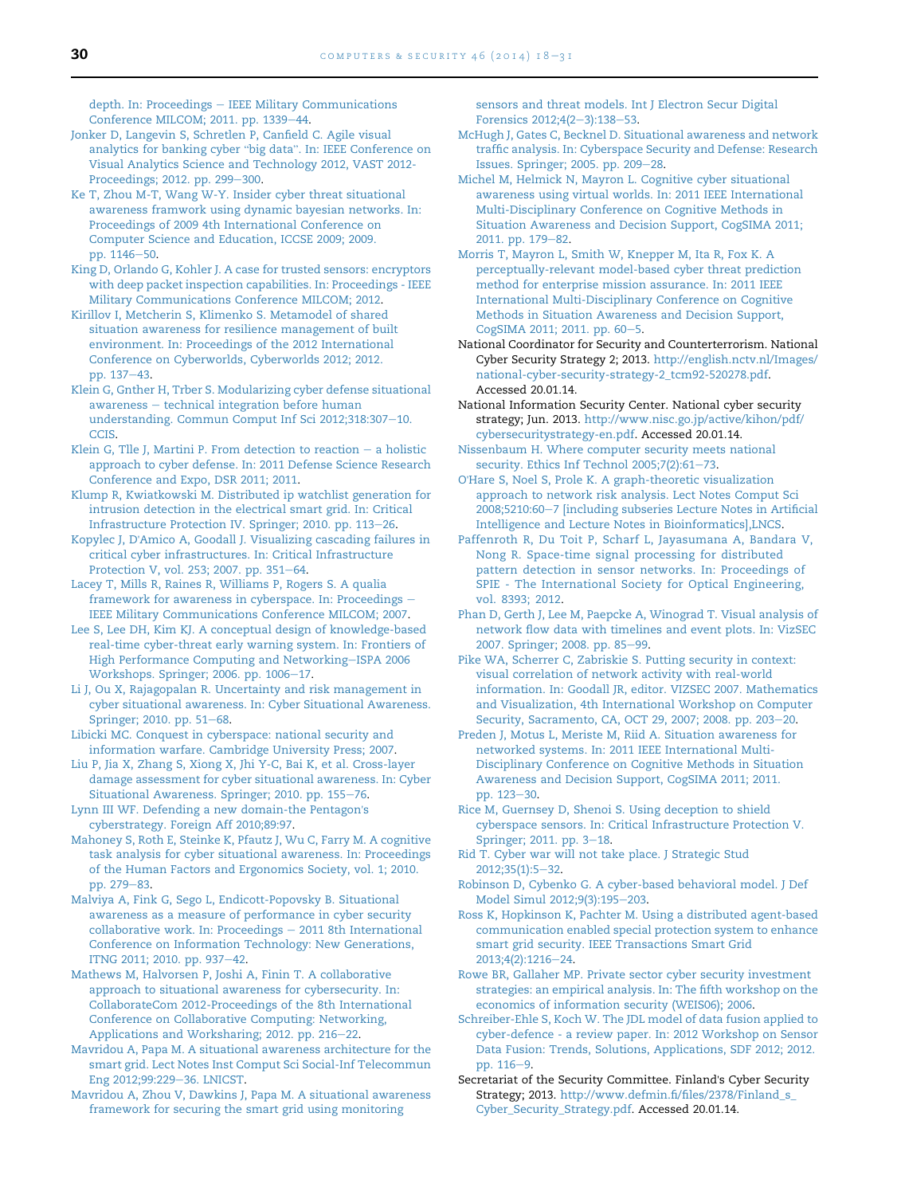depth. In: Proceedings – IEEE Military Communications Conference MILCOM; 2011. pp. 1339–44.

Jonker D, Langevin S, Schretlen P, Canfield C. Agile visual analytics for banking cyber "big data". In: IEEE Conference on Visual Analytics Science and Technology 2012, VAST 2012-Proceedings; 2012. pp. 299–300.

Ke T, Zhou M-T, Wang W-Y. Insider cyber threat situational awareness framwork using dynamic bayesian networks. In: Proceedings of 2009 4th International Conference on Computer Science and Education, ICCSE 2009; 2009. pp. 1146–50.

King D, Orlando G, Kohler J. A case for trusted sensors: encryptors with deep packet inspection capabilities. In: Proceedings - IEEE Military Communications Conference MILCOM; 2012.

Kirillov I, Metcherin S, Klimenko S. Metamodel of shared situation awareness for resilience management of built environment. In: Proceedings of the 2012 International Conference on Cyberworlds, Cyberworlds 2012; 2012. pp. 137–43.

Klein G, Gnther H, Trber S. Modularizing cyber defense situational awareness – technical integration before human understanding. Commun Comput Inf Sci 2012;318:307–10. CCIS.

Klein G, Tlle J, Martini P. From detection to reaction – a holistic approach to cyber defense. In: 2011 Defense Science Research Conference and Expo, DSR 2011; 2011.

Klump R, Kwiatkowski M. Distributed ip watchlist generation for intrusion detection in the electrical smart grid. In: Critical Infrastructure Protection IV. Springer; 2010. pp. 113–26.

Kopylec J, D'Amico A, Goodall J. Visualizing cascading failures in critical cyber infrastructures. In: Critical Infrastructure Protection V, vol. 253; 2007. pp. 351–64.

Lacey T, Mills R, Raines R, Williams P, Rogers S. A qualia framework for awareness in cyberspace. In: Proceedings – IEEE Military Communications Conference MILCOM; 2007.

Lee S, Lee DH, Kim KJ. A conceptual design of knowledge-based real-time cyber-threat early warning system. In: Frontiers of High Performance Computing and Networking–ISPA 2006 Workshops. Springer; 2006. pp. 1006–17.

Li J, Ou X, Rajagopalan R. Uncertainty and risk management in cyber situational awareness. In: Cyber Situational Awareness. Springer; 2010. pp. 51–68.

Libicki MC. Conquest in cyberspace: national security and information warfare. Cambridge University Press; 2007.

Liu P, Jia X, Zhang S, Xiong X, Jhi Y-C, Bai K, et al. Cross-layer damage assessment for cyber situational awareness. In: Cyber Situational Awareness. Springer; 2010. pp. 155–76.

Lynn III WF. Defending a new domain-the Pentagon's cyberstrategy. Foreign Aff 2010;89:97.

Mahoney S, Roth E, Steinke K, Pfautz J, Wu C, Farry M. A cognitive task analysis for cyber situational awareness. In: Proceedings of the Human Factors and Ergonomics Society, vol. 1; 2010. pp. 279–83.

Malviya A, Fink G, Sego L, Endicott-Popovsky B. Situational awareness as a measure of performance in cyber security collaborative work. In: Proceedings – 2011 8th International Conference on Information Technology: New Generations, ITNG 2011; 2010. pp. 937–42.

Mathews M, Halvorsen P, Joshi A, Finin T. A collaborative approach to situational awareness for cybersecurity. In: CollaborateCom 2012-Proceedings of the 8th International Conference on Collaborative Computing: Networking, Applications and Worksharing; 2012. pp. 216–22.

Mavridou A, Papa M. A situational awareness architecture for the smart grid. Lect Notes Inst Comput Sci Social-Inf Telecommun Eng 2012;99:229–36. LNICST.

Mavridou A, Zhou V, Dawkins J, Papa M. A situational awareness framework for securing the smart grid using monitoring sensors and threat models. Int J Electron Secur Digital Forensics 2012;4(2–3):138–53.

McHugh J, Gates C, Becknel D. Situational awareness and network traffic analysis. In: Cyberspace Security and Defense: Research Issues. Springer; 2005. pp. 209–28.

Michel M, Helmick N, Mayron L. Cognitive cyber situational awareness using virtual worlds. In: 2011 IEEE International Multi-Disciplinary Conference on Cognitive Methods in Situation Awareness and Decision Support, CogSIMA 2011; 2011. pp. 179–82.

Morris T, Mayron L, Smith W, Knepper M, Ita R, Fox K. A perceptually-relevant model-based cyber threat prediction method for enterprise mission assurance. In: 2011 IEEE International Multi-Disciplinary Conference on Cognitive Methods in Situation Awareness and Decision Support, CogSIMA 2011; 2011. pp. 60–5.

National Coordinator for Security and Counterterrorism. National Cyber Security Strategy 2; 2013. http://english.nctv.nl/Images/national-cyber-security-strategy-2_tcm92-520278.pdf. Accessed 20.01.14.

National Information Security Center. National cyber security strategy; Jun. 2013. http://www.nisc.go.jp/active/kihon/pdf/cybersecuritystrategy-en.pdf. Accessed 20.01.14.

Nissenbaum H. Where computer security meets national security. Ethics Inf Technol 2005;7(2):61–73.

O'Hare S, Noel S, Prole K. A graph-theoretic visualization approach to network risk analysis. Lect Notes Comput Sci 2008;5210:60–7 [including subseries Lecture Notes in Artificial Intelligence and Lecture Notes in Bioinformatics],LNCS.

Paffenroth R, Du Toit P, Scharf L, Jayasumana A, Bandara V, Nong R. Space-time signal processing for distributed pattern detection in sensor networks. In: Proceedings of SPIE - The International Society for Optical Engineering, vol. 8393; 2012.

Phan D, Gerth J, Lee M, Paepcke A, Winograd T. Visual analysis of network flow data with timelines and event plots. In: VizSEC 2007. Springer; 2008. pp. 85–99.

Pike WA, Scherrer C, Zabriskie S. Putting security in context: visual correlation of network activity with real-world information. In: Goodall JR, editor. VIZSEC 2007. Mathematics and Visualization, 4th International Workshop on Computer Security, Sacramento, CA, OCT 29, 2007; 2008. pp. 203–20.

Preden J, Motus L, Meriste M, Riid A. Situation awareness for networked systems. In: 2011 IEEE International Multi-Disciplinary Conference on Cognitive Methods in Situation Awareness and Decision Support, CogSIMA 2011; 2011. pp. 123–30.

Rice M, Guernsey D, Shenoi S. Using deception to shield cyberspace sensors. In: Critical Infrastructure Protection V. Springer; 2011. pp. 3–18.

Rid T. Cyber war will not take place. J Strategic Stud 2012;35(1):5–32.

Robinson D, Cybenko G. A cyber-based behavioral model. J Def Model Simul 2012;9(3):195–203.

Ross K, Hopkinson K, Pachter M. Using a distributed agent-based communication enabled special protection system to enhance smart grid security. IEEE Transactions Smart Grid 2013;4(2):1216–24.

Rowe BR, Gallaher MP. Private sector cyber security investment strategies: an empirical analysis. In: The fifth workshop on the economics of information security (WEIS06); 2006.

Schreiber-Ehle S, Koch W. The JDL model of data fusion applied to cyber-defence - a review paper. In: 2012 Workshop on Sensor Data Fusion: Trends, Solutions, Applications, SDF 2012; 2012. pp. 116–9.

Secretariat of the Security Committee. Finland's Cyber Security Strategy; 2013. http://www.defmin.fi/files/2378/Finland_s_Cyber_Security_Strategy.pdf. Accessed 20.01.14.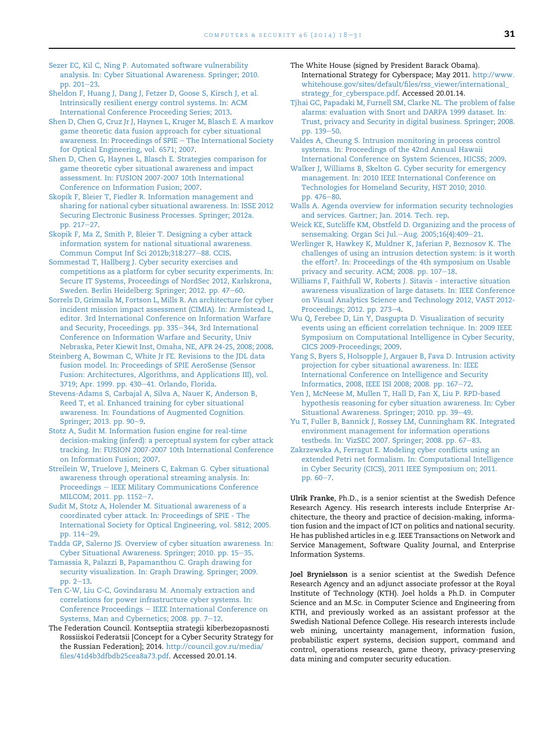Sezer EC, Kil C, Ning P. Automated software vulnerability analysis. In: Cyber Situational Awareness. Springer; 2010. pp. 201–23.

Sheldon F, Huang J, Dang J, Fetzer D, Goose S, Kirsch J, et al. Intrinsically resilient energy control systems. In: ACM International Conference Proceeding Series; 2013.

Shen D, Chen G, Cruz Jr J, Haynes L, Kruger M, Blasch E. A markov game theoretic data fusion approach for cyber situational awareness. In: Proceedings of SPIE – The International Society for Optical Engineering, vol. 6571; 2007.

Shen D, Chen G, Haynes L, Blasch E. Strategies comparison for game theoretic cyber situational awareness and impact assessment. In: FUSION 2007-2007 10th International Conference on Information Fusion; 2007.

Skopik F, Bleier T, Fiedler R. Information management and sharing for national cyber situational awareness. In: ISSE 2012 Securing Electronic Business Processes. Springer; 2012a. pp. 217–27.

Skopik F, Ma Z, Smith P, Bleier T. Designing a cyber attack information system for national situational awareness. Commun Comput Inf Sci 2012b;318:277–88. CCIS.

Sommestad T, Hallberg J. Cyber security exercises and competitions as a platform for cyber security experiments. In: Secure IT Systems, Proceedings of NordSec 2012, Karlskrona, Sweden. Berlin Heidelberg: Springer; 2012. pp. 47–60.

Sorrels D, Grimaila M, Fortson L, Mills R. An architecture for cyber incident mission impact assessment (CIMIA). In: Armistead L, editor. 3rd International Conference on Information Warfare and Security, Proceedings. pp. 335–344, 3rd International Conference on Information Warfare and Security, Univ Nebraska, Peter Kiewit Inst, Omaha, NE, APR 24-25, 2008; 2008.

Steinberg A, Bowman C, White Jr FE. Revisions to the JDL data fusion model. In: Proceedings of SPIE AeroSense (Sensor Fusion: Architectures, Algorithms, and Applications III), vol. 3719; Apr. 1999. pp. 430–41. Orlando, Florida.

Stevens-Adams S, Carbajal A, Silva A, Nauer K, Anderson B, Reed T, et al. Enhanced training for cyber situational awareness. In: Foundations of Augmented Cognition. Springer; 2013. pp. 90–9.

Stotz A, Sudit M. Information fusion engine for real-time decision-making (inferd): a perceptual system for cyber attack tracking. In: FUSION 2007-2007 10th International Conference on Information Fusion; 2007.

Streilein W, Truelove J, Meiners C, Eakman G. Cyber situational awareness through operational streaming analysis. In: Proceedings – IEEE Military Communications Conference MILCOM; 2011. pp. 1152–7.

Sudit M, Stotz A, Holender M. Situational awareness of a coordinated cyber attack. In: Proceedings of SPIE - The International Society for Optical Engineering, vol. 5812; 2005. pp. 114–29.

Tadda GP, Salerno JS. Overview of cyber situation awareness. In: Cyber Situational Awareness. Springer; 2010. pp. 15–35.

Tamassia R, Palazzi B, Papamanthou C. Graph drawing for security visualization. In: Graph Drawing. Springer; 2009. pp. 2–13.

Ten C-W, Liu C-C, Govindarasu M. Anomaly extraction and correlations for power infrastructure cyber systems. In: Conference Proceedings – IEEE International Conference on Systems, Man and Cybernetics; 2008. pp. 7–12.

The Federation Council. Kontseptiia strategii kiberbezopasnosti Rossiiskoi Federatsii [Concept for a Cyber Security Strategy for the Russian Federation]; 2014. http://council.gov.ru/media/files/41d4b3dfbdb25cea8a73.pdf. Accessed 20.01.14.

The White House (signed by President Barack Obama). International Strategy for Cyberspace; May 2011. http://www.whitehouse.gov/sites/default/files/rss_viewer/international_strategy_for_cyberspace.pdf. Accessed 20.01.14.

Tjhai GC, Papadaki M, Furnell SM, Clarke NL. The problem of false alarms: evaluation with Snort and DARPA 1999 dataset. In: Trust, privacy and Security in digital business. Springer; 2008. pp. 139–50.

Valdes A, Cheung S. Intrusion monitoring in process control systems. In: Proceedings of the 42nd Annual Hawaii International Conference on System Sciences, HICSS; 2009.

Walker J, Williams B, Skelton G. Cyber security for emergency management. In: 2010 IEEE International Conference on Technologies for Homeland Security, HST 2010; 2010. pp. 476–80.

Walls A. Agenda overview for information security technologies and services. Gartner; Jan. 2014. Tech. rep.

Weick KE, Sutcliffe KM, Obstfeld D. Organizing and the process of sensemaking. Organ Sci Jul.–Aug. 2005;16(4):409–21.

Werlinger R, Hawkey K, Muldner K, Jaferian P, Beznosov K. The challenges of using an intrusion detection system: is it worth the effort?. In: Proceedings of the 4th symposium on Usable privacy and security. ACM; 2008. pp. 107–18.

Williams F, Faithfull W, Roberts J. Sitavis - interactive situation awareness visualization of large datasets. In: IEEE Conference on Visual Analytics Science and Technology 2012, VAST 2012-Proceedings; 2012. pp. 273–4.

Wu Q, Ferebee D, Lin Y, Dasgupta D. Visualization of security events using an efficient correlation technique. In: 2009 IEEE Symposium on Computational Intelligence in Cyber Security, CICS 2009-Proceedings; 2009.

Yang S, Byers S, Holsopple J, Argauer B, Fava D. Intrusion activity projection for cyber situational awareness. In: IEEE International Conference on Intelligence and Security Informatics, 2008, IEEE ISI 2008; 2008. pp. 167–72.

Yen J, McNeese M, Mullen T, Hall D, Fan X, Liu P. RPD-based hypothesis reasoning for cyber situation awareness. In: Cyber Situational Awareness. Springer; 2010. pp. 39–49.

Yu T, Fuller B, Bannick J, Rossey LM, Cunningham RK. Integrated environment management for information operations testbeds. In: VizSEC 2007. Springer; 2008. pp. 67–83.

Zakrzewska A, Ferragut E. Modeling cyber conflicts using an extended Petri net formalism. In: Computational Intelligence in Cyber Security (CICS), 2011 IEEE Symposium on; 2011. pp. 60–7.

**Ulrik Franke**, Ph.D., is a senior scientist at the Swedish Defence Research Agency. His research interests include Enterprise Architecture, the theory and practice of decision-making, information fusion and the impact of ICT on politics and national security. He has published articles in e.g. IEEE Transactions on Network and Service Management, Software Quality Journal, and Enterprise Information Systems.

**Joel Brynielsson** is a senior scientist at the Swedish Defence Research Agency and an adjunct associate professor at the Royal Institute of Technology (KTH). Joel holds a Ph.D. in Computer Science and an M.Sc. in Computer Science and Engineering from KTH, and previously worked as an assistant professor at the Swedish National Defence College. His research interests include web mining, uncertainty management, information fusion, probabilistic expert systems, decision support, command and control, operations research, game theory, privacy-preserving data mining and computer security education.